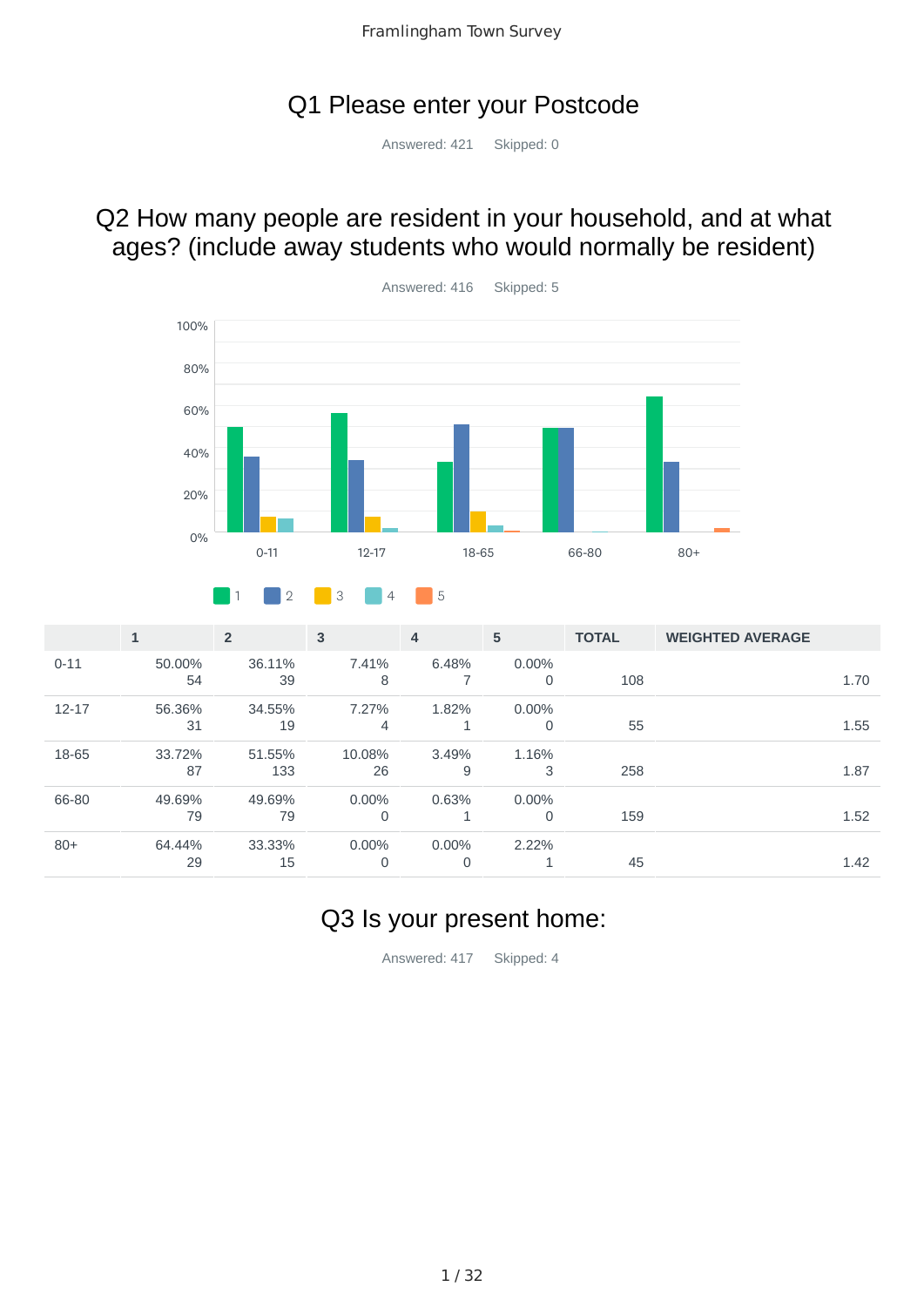## Q1 Please enter your Postcode

Answered: 421 Skipped: 0

## Q2 How many people are resident in your household, and at what ages? (include away students who would normally be resident)

Answered: 416 Skipped: 5

| | 1 | 2 | 3 | 4 | 5 | TOTAL | WEIGHTED AVERAGE |
|---|---|---|---|---|---|---|---|
| 0-11 | 50.00%<br>54 | 36.11%<br>39 | 7.41%<br>8 | 6.48%<br>7 | 0.00%<br>0 | 108 | 1.70 |
| 12-17 | 56.36%<br>31 | 34.55%<br>19 | 7.27%<br>4 | 1.82%<br>1 | 0.00%<br>0 | 55 | 1.55 |
| 18-65 | 33.72%<br>87 | 51.55%<br>133 | 10.08%<br>26 | 3.49%<br>9 | 1.16%<br>3 | 258 | 1.87 |
| 66-80 | 49.69%<br>79 | 49.69%<br>79 | 0.00%<br>0 | 0.63%<br>1 | 0.00%<br>0 | 159 | 1.52 |
| 80+ | 64.44%<br>29 | 33.33%<br>15 | 0.00%<br>0 | 0.00%<br>0 | 2.22%<br>1 | 45 | 1.42 |

## Q3 Is your present home:

Answered: 417 Skipped: 4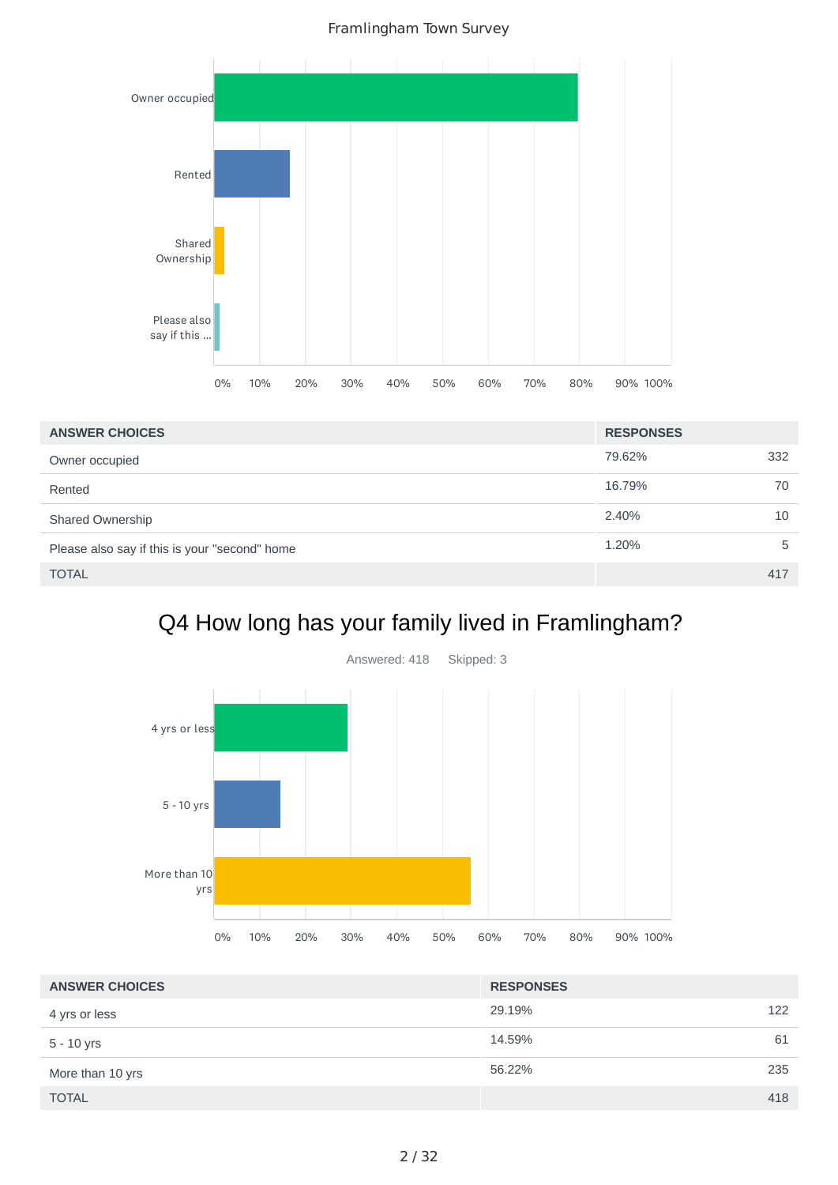| ANSWER CHOICES | RESPONSES | |
|---|---|---|
| Owner occupied | 79.62% | 332 |
| Rented | 16.79% | 70 |
| Shared Ownership | 2.40% | 10 |
| Please also say if this is your "second" home | 1.20% | 5 |
| TOTAL | | 417 |

# Q4 How long has your family lived in Framlingham?

Answered: 418 Skipped: 3

| ANSWER CHOICES | RESPONSES | |
|---|---|---|
| 4 yrs or less | 29.19% | 122 |
| 5 - 10 yrs | 14.59% | 61 |
| More than 10 yrs | 56.22% | 235 |
| TOTAL | | 418 |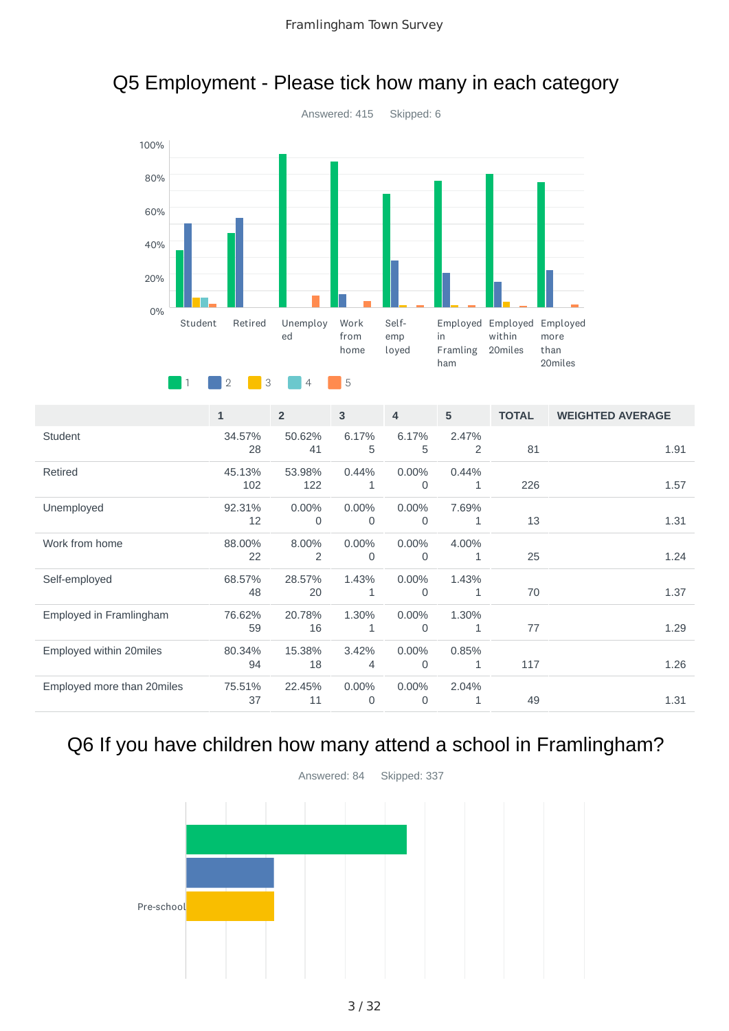## Q5 Employment - Please tick how many in each category

Answered: 415 Skipped: 6

| | 1 | 2 | 3 | 4 | 5 | TOTAL | WEIGHTED AVERAGE |
|---|---|---|---|---|---|---|---|
| Student | 34.57% 28 | 50.62% 41 | 6.17% 5 | 6.17% 5 | 2.47% 2 | 81 | 1.91 |
| Retired | 45.13% 102 | 53.98% 122 | 0.44% 1 | 0.00% 0 | 0.44% 1 | 226 | 1.57 |
| Unemployed | 92.31% 12 | 0.00% 0 | 0.00% 0 | 0.00% 0 | 7.69% 1 | 13 | 1.31 |
| Work from home | 88.00% 22 | 8.00% 2 | 0.00% 0 | 0.00% 0 | 4.00% 1 | 25 | 1.24 |
| Self-employed | 68.57% 48 | 28.57% 20 | 1.43% 1 | 0.00% 0 | 1.43% 1 | 70 | 1.37 |
| Employed in Framlingham | 76.62% 59 | 20.78% 16 | 1.30% 1 | 0.00% 0 | 1.30% 1 | 77 | 1.29 |
| Employed within 20miles | 80.34% 94 | 15.38% 18 | 3.42% 4 | 0.00% 0 | 0.85% 1 | 117 | 1.26 |
| Employed more than 20miles | 75.51% 37 | 22.45% 11 | 0.00% 0 | 0.00% 0 | 2.04% 1 | 49 | 1.31 |

## Q6 If you have children how many attend a school in Framlingham?

Answered: 84 Skipped: 337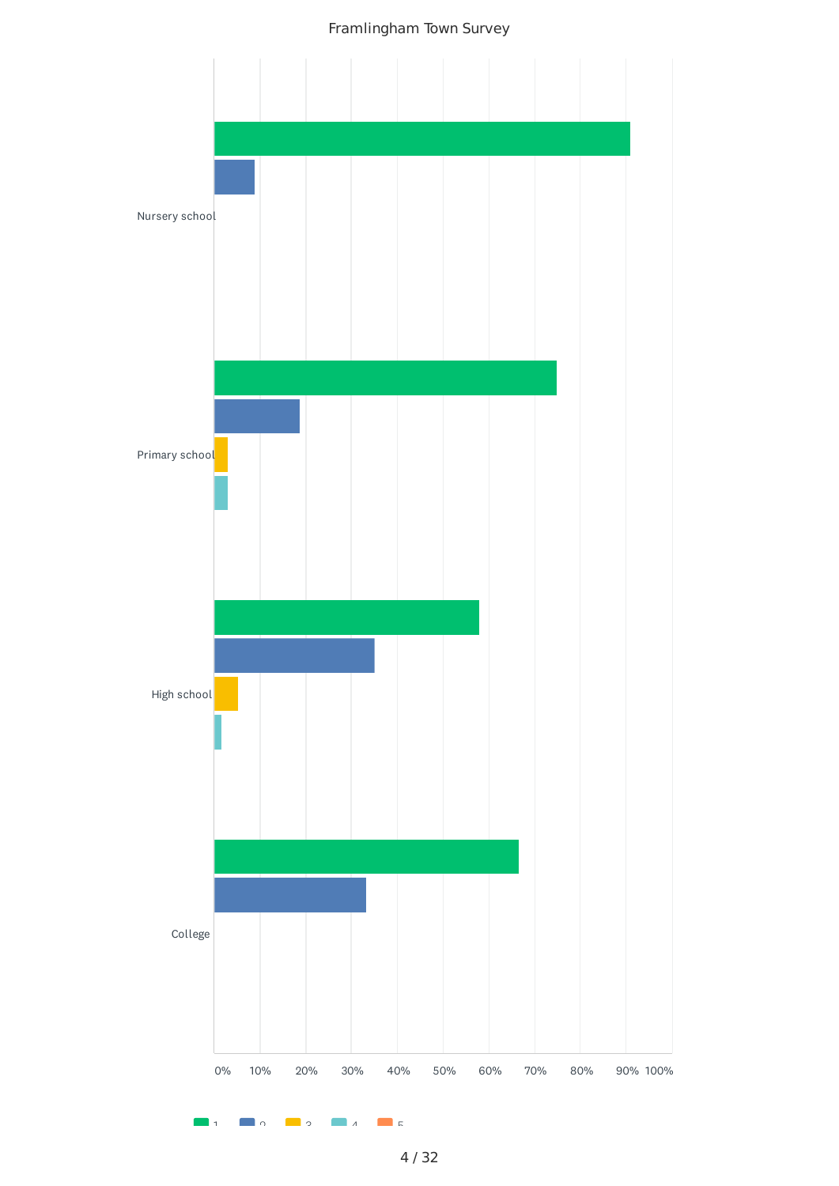Framlingham Town Survey

Nursery school

Primary school

High school

College

0% 10% 20% 30% 40% 50% 60% 70% 80% 90% 100%

1 2 3 4 5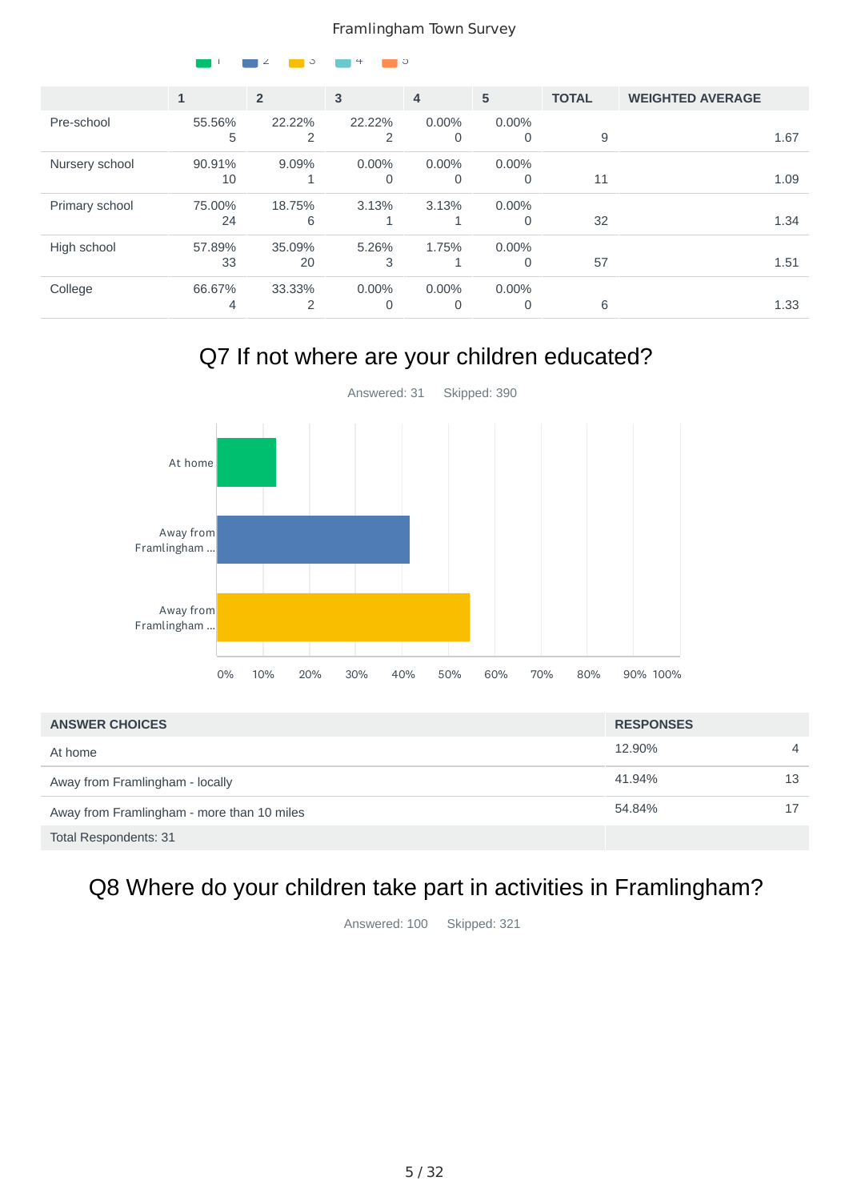| | 1 | 2 | 3 | 4 | 5 | TOTAL | WEIGHTED AVERAGE |
|---|---|---|---|---|---|---|---|
| Pre-school | 55.56% 5 | 22.22% 2 | 22.22% 2 | 0.00% 0 | 0.00% 0 | 9 | 1.67 |
| Nursery school | 90.91% 10 | 9.09% 1 | 0.00% 0 | 0.00% 0 | 0.00% 0 | 11 | 1.09 |
| Primary school | 75.00% 24 | 18.75% 6 | 3.13% 1 | 3.13% 1 | 0.00% 0 | 32 | 1.34 |
| High school | 57.89% 33 | 35.09% 20 | 5.26% 3 | 1.75% 1 | 0.00% 0 | 57 | 1.51 |
| College | 66.67% 4 | 33.33% 2 | 0.00% 0 | 0.00% 0 | 0.00% 0 | 6 | 1.33 |

## Q7 If not where are your children educated?

Answered: 31 Skipped: 390

| ANSWER CHOICES | RESPONSES | |
|---|---|---|
| At home | 12.90% | 4 |
| Away from Framlingham - locally | 41.94% | 13 |
| Away from Framlingham - more than 10 miles | 54.84% | 17 |
| Total Respondents: 31 | | |

## Q8 Where do your children take part in activities in Framlingham?

Answered: 100 Skipped: 321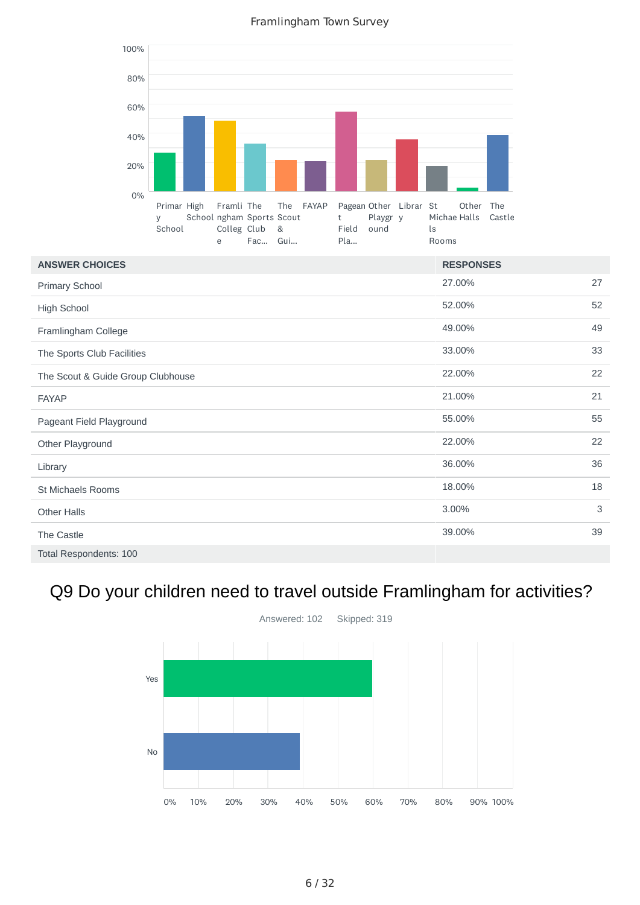Framlingham Town Survey

| ANSWER CHOICES | RESPONSES | |
|---|---|---|
| Primary School | 27.00% | 27 |
| High School | 52.00% | 52 |
| Framlingham College | 49.00% | 49 |
| The Sports Club Facilities | 33.00% | 33 |
| The Scout & Guide Group Clubhouse | 22.00% | 22 |
| FAYAP | 21.00% | 21 |
| Pageant Field Playground | 55.00% | 55 |
| Other Playground | 22.00% | 22 |
| Library | 36.00% | 36 |
| St Michaels Rooms | 18.00% | 18 |
| Other Halls | 3.00% | 3 |
| The Castle | 39.00% | 39 |
| Total Respondents: 100 | | |

## Q9 Do your children need to travel outside Framlingham for activities?

Answered: 102 Skipped: 319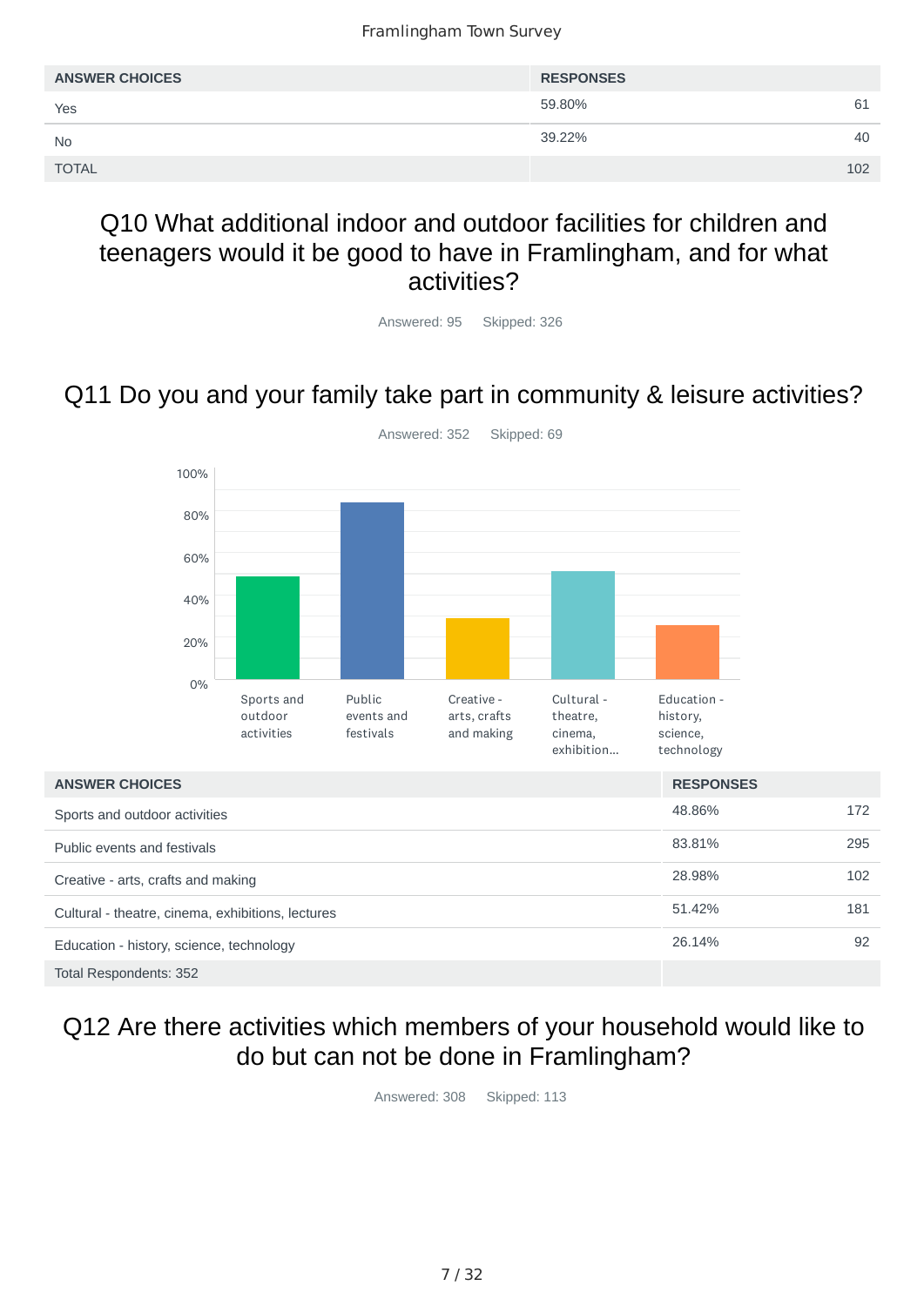| ANSWER CHOICES | RESPONSES | |
|---|---|---|
| Yes | 59.80% | 61 |
| No | 39.22% | 40 |
| TOTAL | | 102 |

## Q10 What additional indoor and outdoor facilities for children and teenagers would it be good to have in Framlingham, and for what activities?

Answered: 95 Skipped: 326

## Q11 Do you and your family take part in community & leisure activities?

Answered: 352 Skipped: 69

| ANSWER CHOICES | RESPONSES | |
|---|---|---|
| Sports and outdoor activities | 48.86% | 172 |
| Public events and festivals | 83.81% | 295 |
| Creative - arts, crafts and making | 28.98% | 102 |
| Cultural - theatre, cinema, exhibitions, lectures | 51.42% | 181 |
| Education - history, science, technology | 26.14% | 92 |
| Total Respondents: 352 | | |

## Q12 Are there activities which members of your household would like to do but can not be done in Framlingham?

Answered: 308 Skipped: 113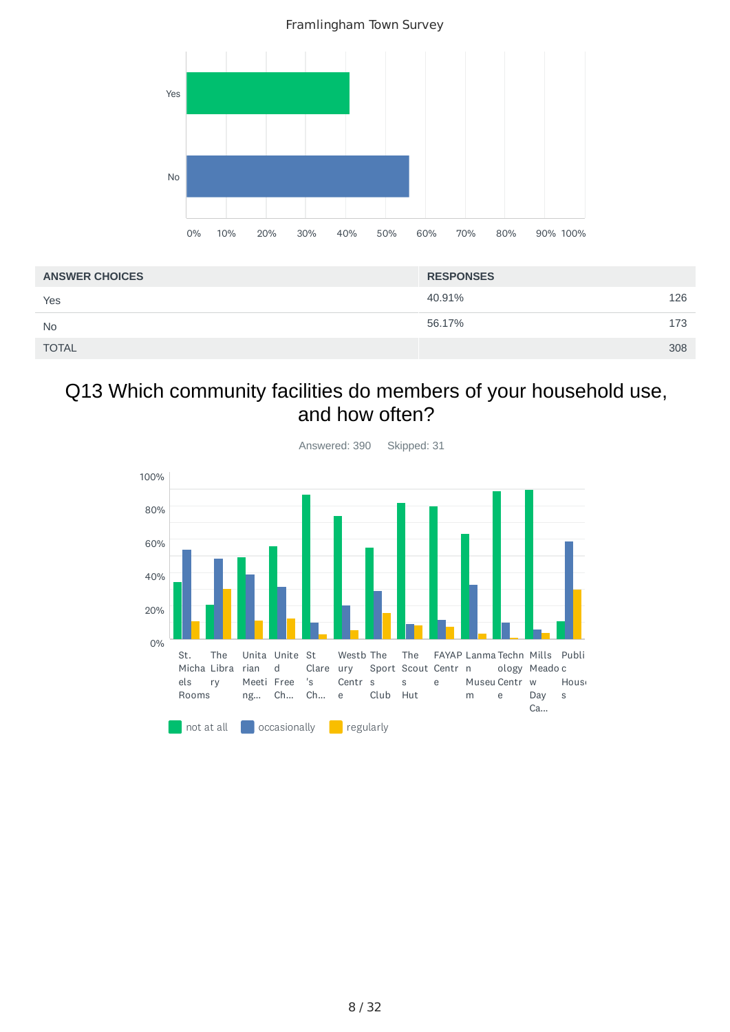Framlingham Town Survey

| ANSWER CHOICES | RESPONSES | |
|---|---|---|
| Yes | 40.91% | 126 |
| No | 56.17% | 173 |
| TOTAL | | 308 |

# Q13 Which community facilities do members of your household use, and how often?

Answered: 390 Skipped: 31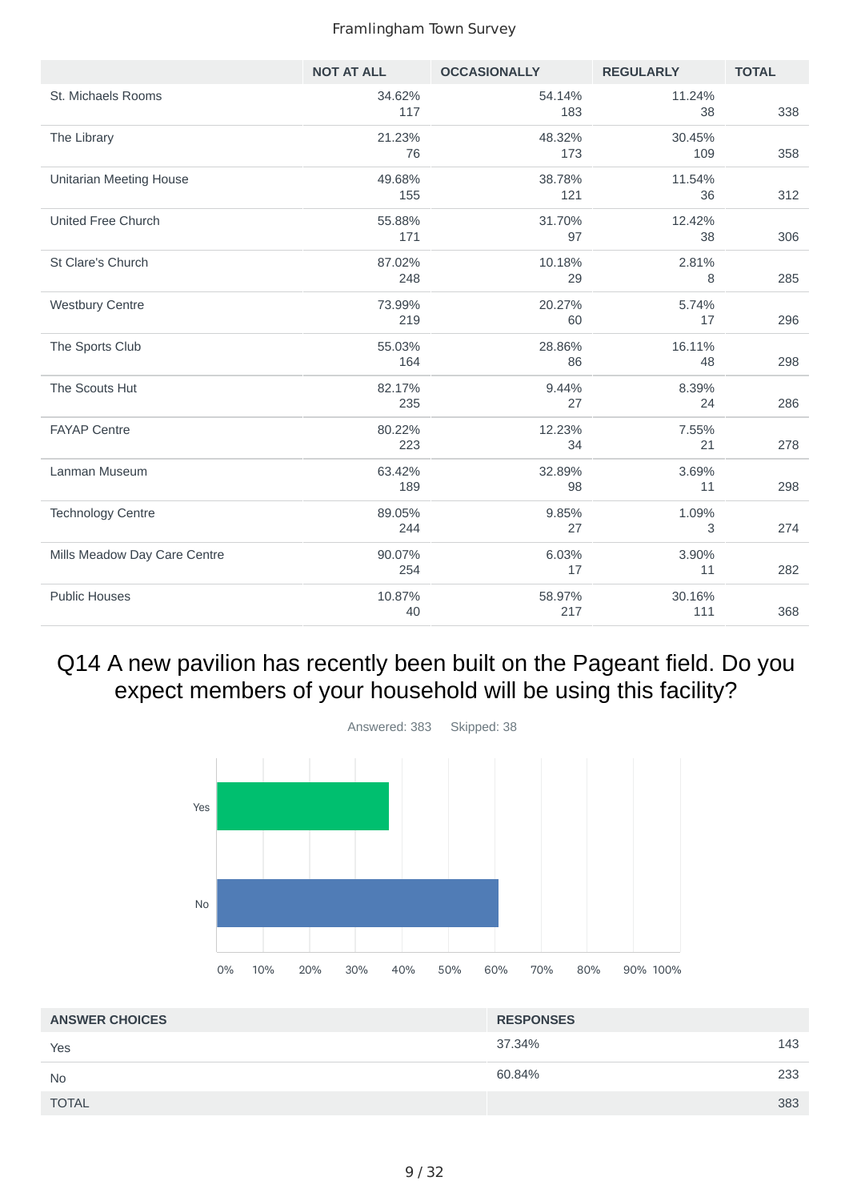| | NOT AT ALL | OCCASIONALLY | REGULARLY | TOTAL |
|---|---|---|---|---|
| St. Michaels Rooms | 34.62% 117 | 54.14% 183 | 11.24% 38 | 338 |
| The Library | 21.23% 76 | 48.32% 173 | 30.45% 109 | 358 |
| Unitarian Meeting House | 49.68% 155 | 38.78% 121 | 11.54% 36 | 312 |
| United Free Church | 55.88% 171 | 31.70% 97 | 12.42% 38 | 306 |
| St Clare's Church | 87.02% 248 | 10.18% 29 | 2.81% 8 | 285 |
| Westbury Centre | 73.99% 219 | 20.27% 60 | 5.74% 17 | 296 |
| The Sports Club | 55.03% 164 | 28.86% 86 | 16.11% 48 | 298 |
| The Scouts Hut | 82.17% 235 | 9.44% 27 | 8.39% 24 | 286 |
| FAYAP Centre | 80.22% 223 | 12.23% 34 | 7.55% 21 | 278 |
| Lanman Museum | 63.42% 189 | 32.89% 98 | 3.69% 11 | 298 |
| Technology Centre | 89.05% 244 | 9.85% 27 | 1.09% 3 | 274 |
| Mills Meadow Day Care Centre | 90.07% 254 | 6.03% 17 | 3.90% 11 | 282 |
| Public Houses | 10.87% 40 | 58.97% 217 | 30.16% 111 | 368 |

## Q14 A new pavilion has recently been built on the Pageant field. Do you expect members of your household will be using this facility?

Answered: 383 Skipped: 38

| ANSWER CHOICES | RESPONSES | |
|---|---|---|
| Yes | 37.34% | 143 |
| No | 60.84% | 233 |
| TOTAL | | 383 |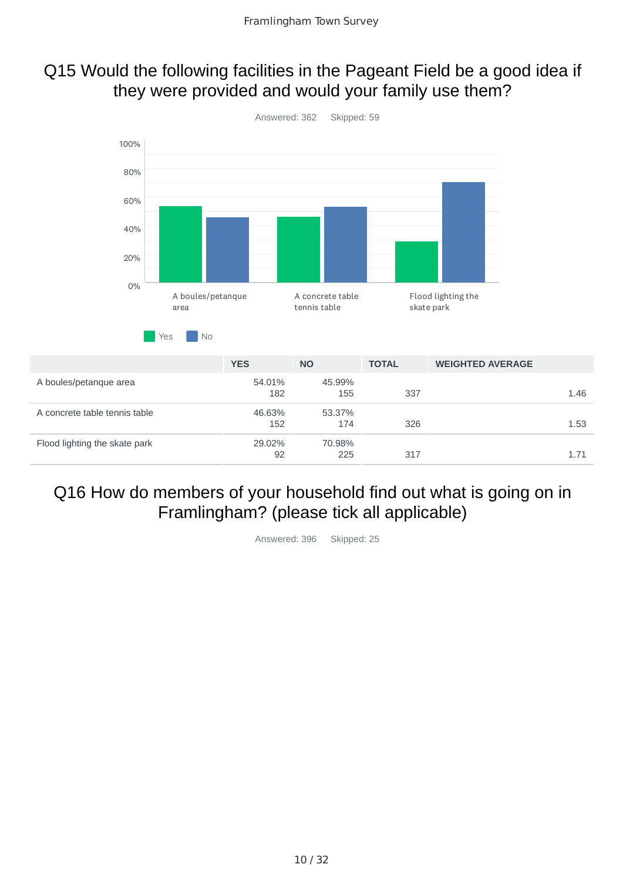## Q15 Would the following facilities in the Pageant Field be a good idea if they were provided and would your family use them?

Answered: 362    Skipped: 59

| | YES | NO | TOTAL | WEIGHTED AVERAGE |
|---|---|---|---|---|
| A boules/petanque area | 54.01%<br>182 | 45.99%<br>155 | 337 | 1.46 |
| A concrete table tennis table | 46.63%<br>152 | 53.37%<br>174 | 326 | 1.53 |
| Flood lighting the skate park | 29.02%<br>92 | 70.98%<br>225 | 317 | 1.71 |

## Q16 How do members of your household find out what is going on in Framlingham? (please tick all applicable)

Answered: 396    Skipped: 25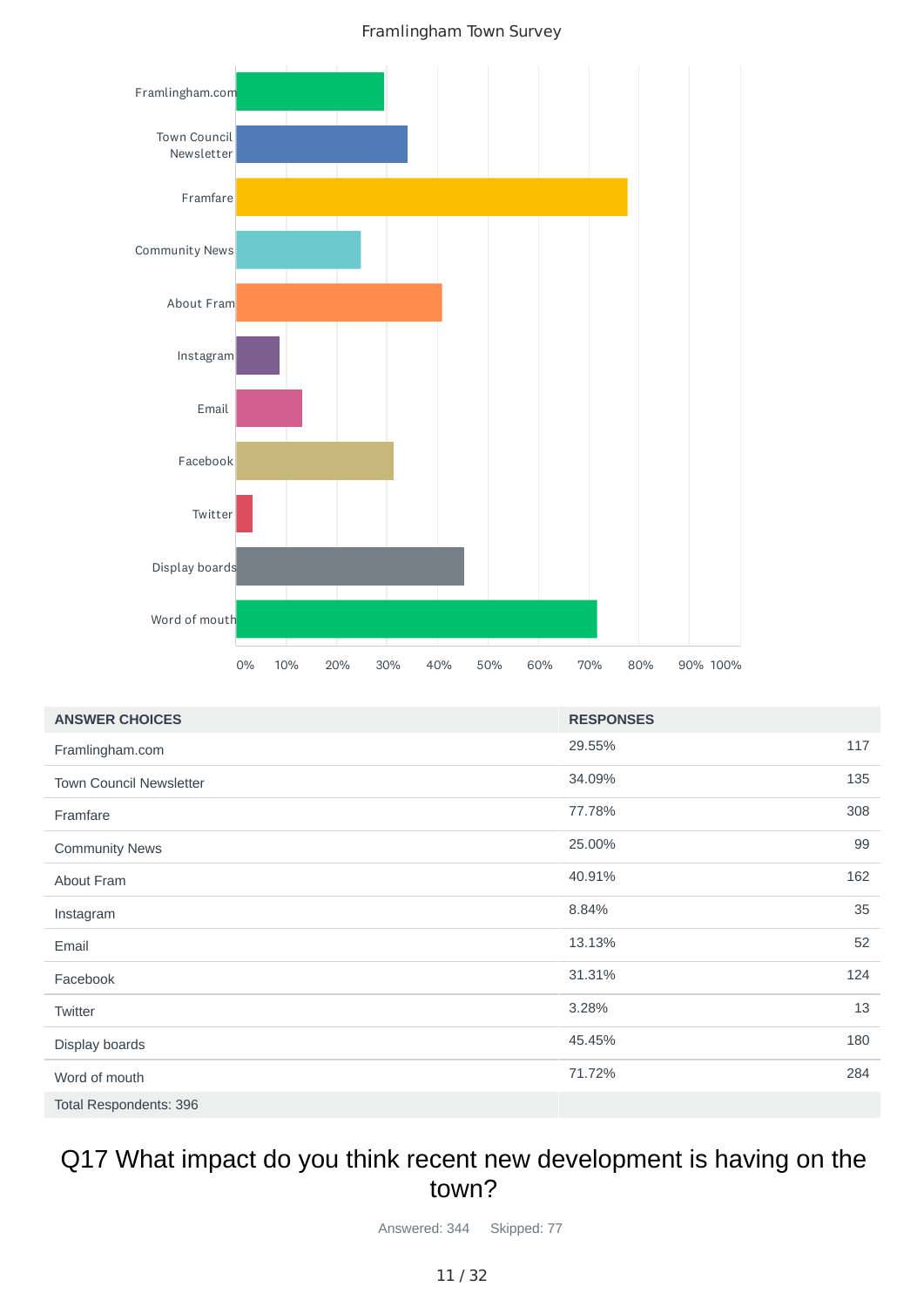Framlingham Town Survey

| ANSWER CHOICES | RESPONSES | |
|---|---|---|
| Framlingham.com | 29.55% | 117 |
| Town Council Newsletter | 34.09% | 135 |
| Framfare | 77.78% | 308 |
| Community News | 25.00% | 99 |
| About Fram | 40.91% | 162 |
| Instagram | 8.84% | 35 |
| Email | 13.13% | 52 |
| Facebook | 31.31% | 124 |
| Twitter | 3.28% | 13 |
| Display boards | 45.45% | 180 |
| Word of mouth | 71.72% | 284 |
| Total Respondents: 396 | | |

## Q17 What impact do you think recent new development is having on the town?

Answered: 344 Skipped: 77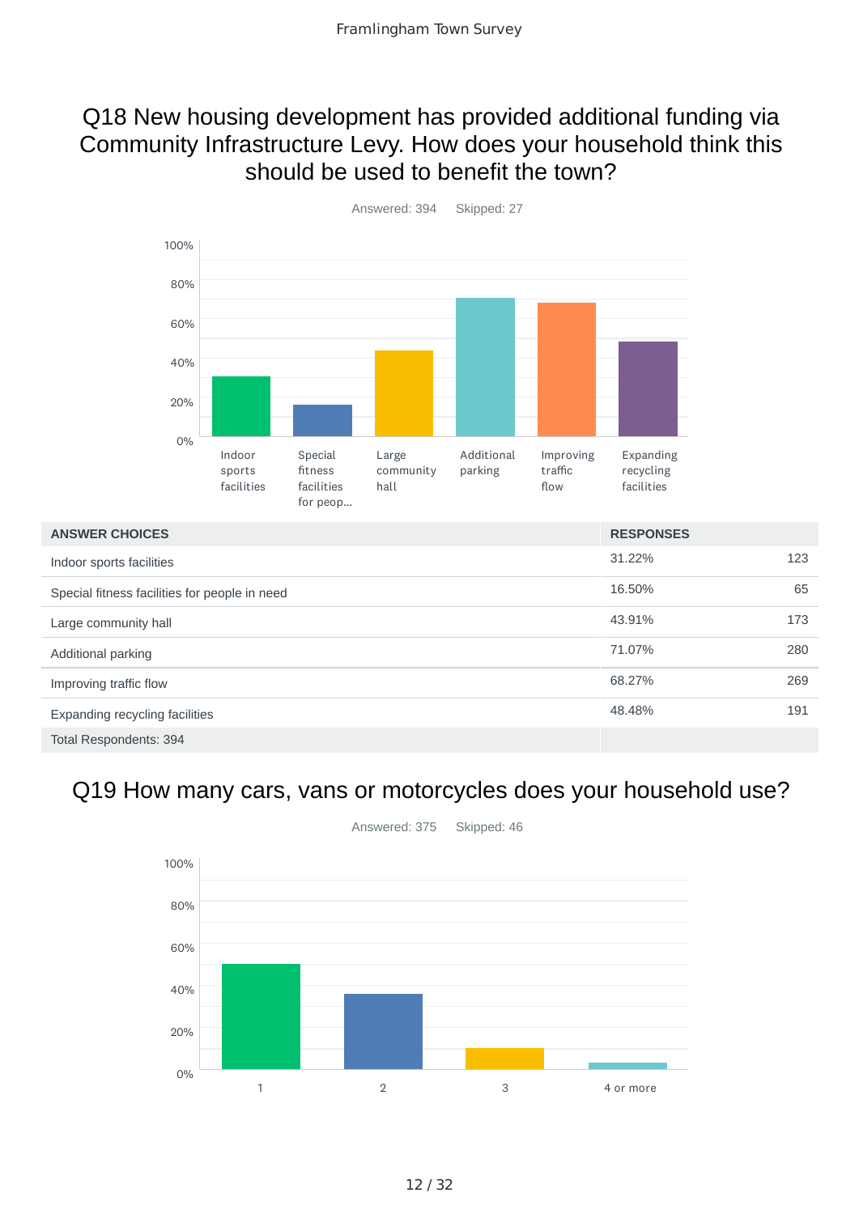# Q18 New housing development has provided additional funding via Community Infrastructure Levy. How does your household think this should be used to benefit the town?

Answered: 394    Skipped: 27

| ANSWER CHOICES | RESPONSES | |
|---|---|---|
| Indoor sports facilities | 31.22% | 123 |
| Special fitness facilities for people in need | 16.50% | 65 |
| Large community hall | 43.91% | 173 |
| Additional parking | 71.07% | 280 |
| Improving traffic flow | 68.27% | 269 |
| Expanding recycling facilities | 48.48% | 191 |
| Total Respondents: 394 | | |

# Q19 How many cars, vans or motorcycles does your household use?

Answered: 375    Skipped: 46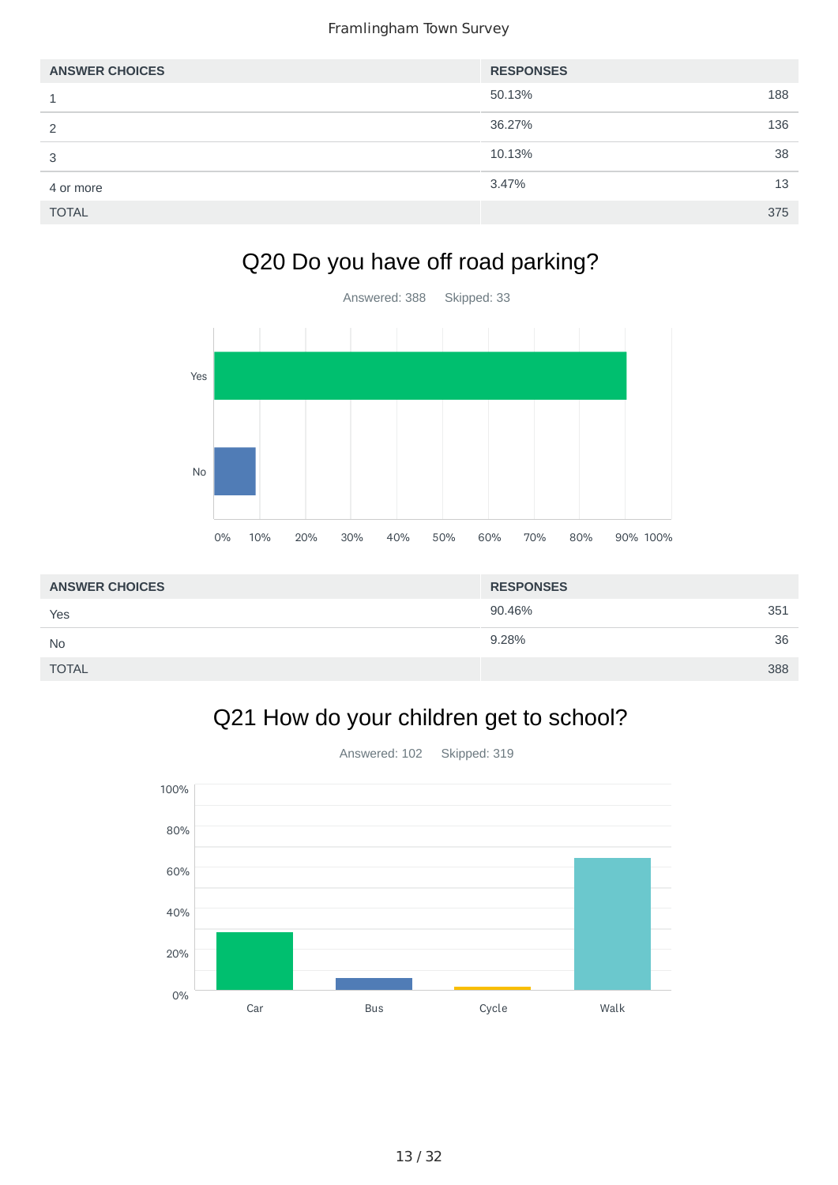| ANSWER CHOICES | RESPONSES | |
|---|---|---|
| 1 | 50.13% | 188 |
| 2 | 36.27% | 136 |
| 3 | 10.13% | 38 |
| 4 or more | 3.47% | 13 |
| TOTAL | | 375 |

## Q20 Do you have off road parking?

Answered: 388 Skipped: 33

| ANSWER CHOICES | RESPONSES | |
|---|---|---|
| Yes | 90.46% | 351 |
| No | 9.28% | 36 |
| TOTAL | | 388 |

## Q21 How do your children get to school?

Answered: 102 Skipped: 319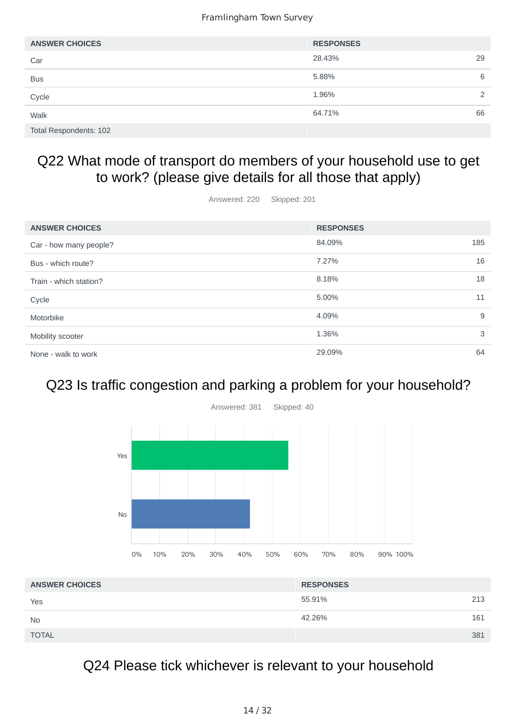| ANSWER CHOICES | RESPONSES | |
|---|---|---|
| Car | 28.43% | 29 |
| Bus | 5.88% | 6 |
| Cycle | 1.96% | 2 |
| Walk | 64.71% | 66 |
| Total Respondents: 102 | | |

## Q22 What mode of transport do members of your household use to get to work? (please give details for all those that apply)

Answered: 220 Skipped: 201

| ANSWER CHOICES | RESPONSES | |
|---|---|---|
| Car - how many people? | 84.09% | 185 |
| Bus - which route? | 7.27% | 16 |
| Train - which station? | 8.18% | 18 |
| Cycle | 5.00% | 11 |
| Motorbike | 4.09% | 9 |
| Mobility scooter | 1.36% | 3 |
| None - walk to work | 29.09% | 64 |

## Q23 Is traffic congestion and parking a problem for your household?

Answered: 381 Skipped: 40

| ANSWER CHOICES | RESPONSES | |
|---|---|---|
| Yes | 55.91% | 213 |
| No | 42.26% | 161 |
| TOTAL | | 381 |

## Q24 Please tick whichever is relevant to your household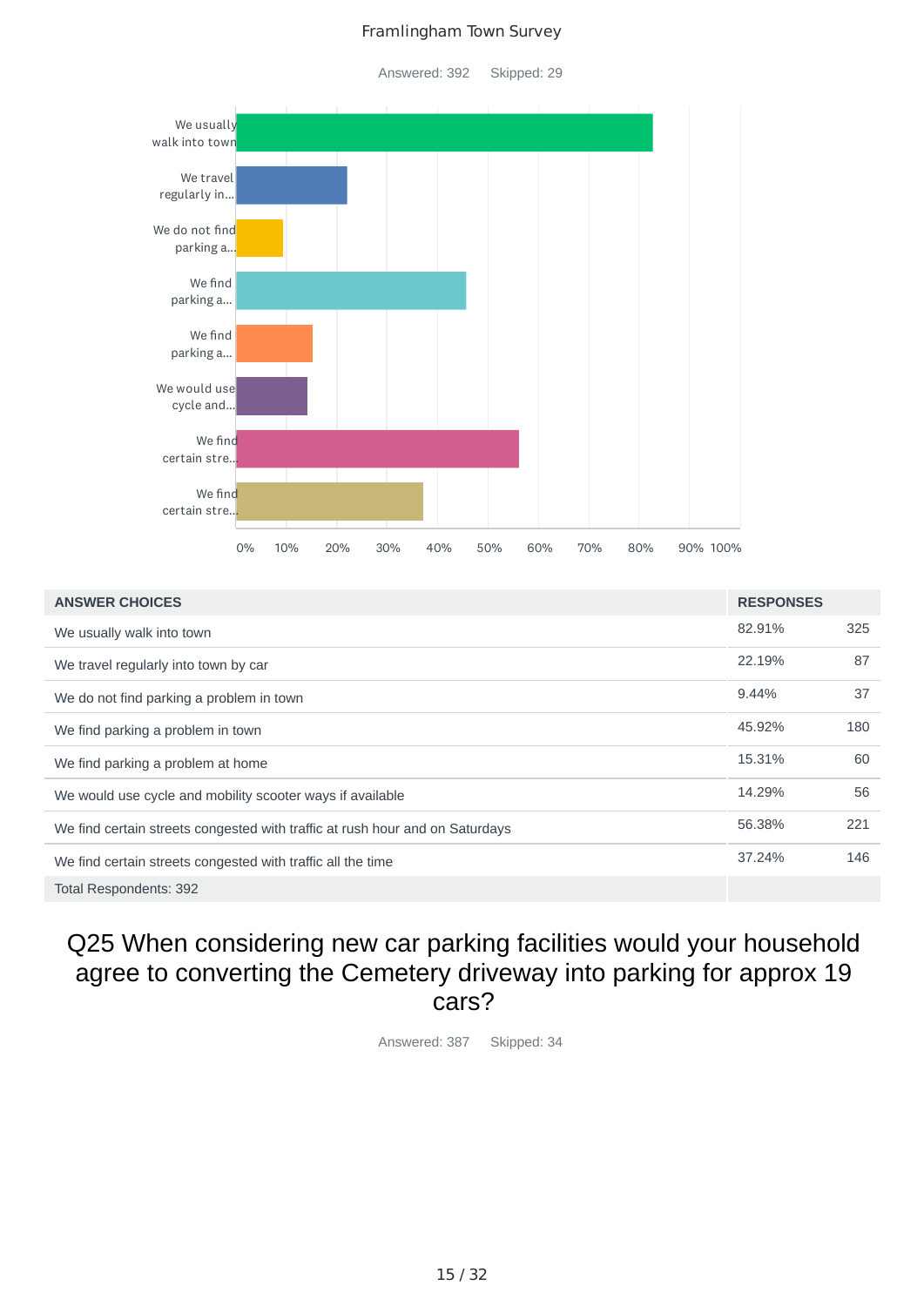Framlingham Town Survey

Answered: 392 Skipped: 29

| ANSWER CHOICES | RESPONSES | |
|---|---|---|
| We usually walk into town | 82.91% | 325 |
| We travel regularly into town by car | 22.19% | 87 |
| We do not find parking a problem in town | 9.44% | 37 |
| We find parking a problem in town | 45.92% | 180 |
| We find parking a problem at home | 15.31% | 60 |
| We would use cycle and mobility scooter ways if available | 14.29% | 56 |
| We find certain streets congested with traffic at rush hour and on Saturdays | 56.38% | 221 |
| We find certain streets congested with traffic all the time | 37.24% | 146 |
| Total Respondents: 392 | | |

# Q25 When considering new car parking facilities would your household agree to converting the Cemetery driveway into parking for approx 19 cars?

Answered: 387 Skipped: 34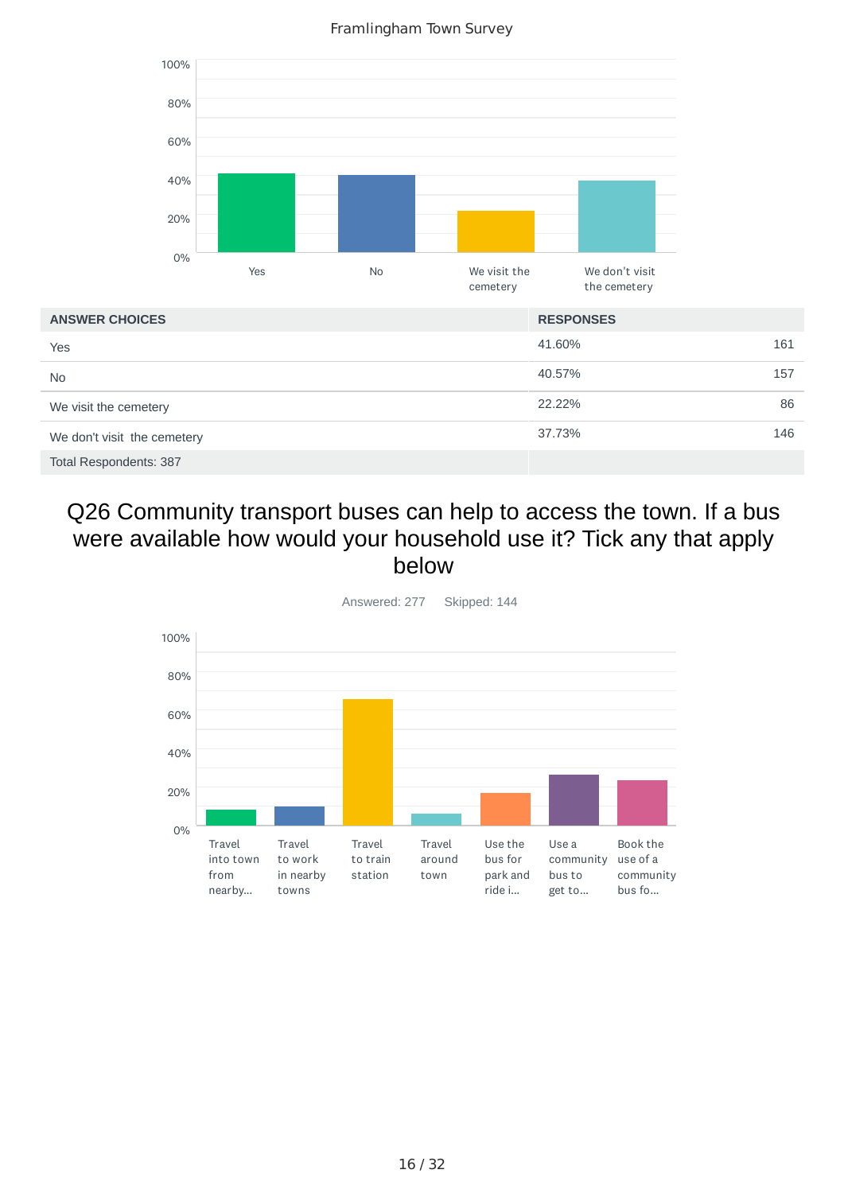| ANSWER CHOICES | RESPONSES | |
|---|---|---|
| Yes | 41.60% | 161 |
| No | 40.57% | 157 |
| We visit the cemetery | 22.22% | 86 |
| We don't visit the cemetery | 37.73% | 146 |
| Total Respondents: 387 | | |

## Q26 Community transport buses can help to access the town. If a bus were available how would your household use it? Tick any that apply below

Answered: 277 Skipped: 144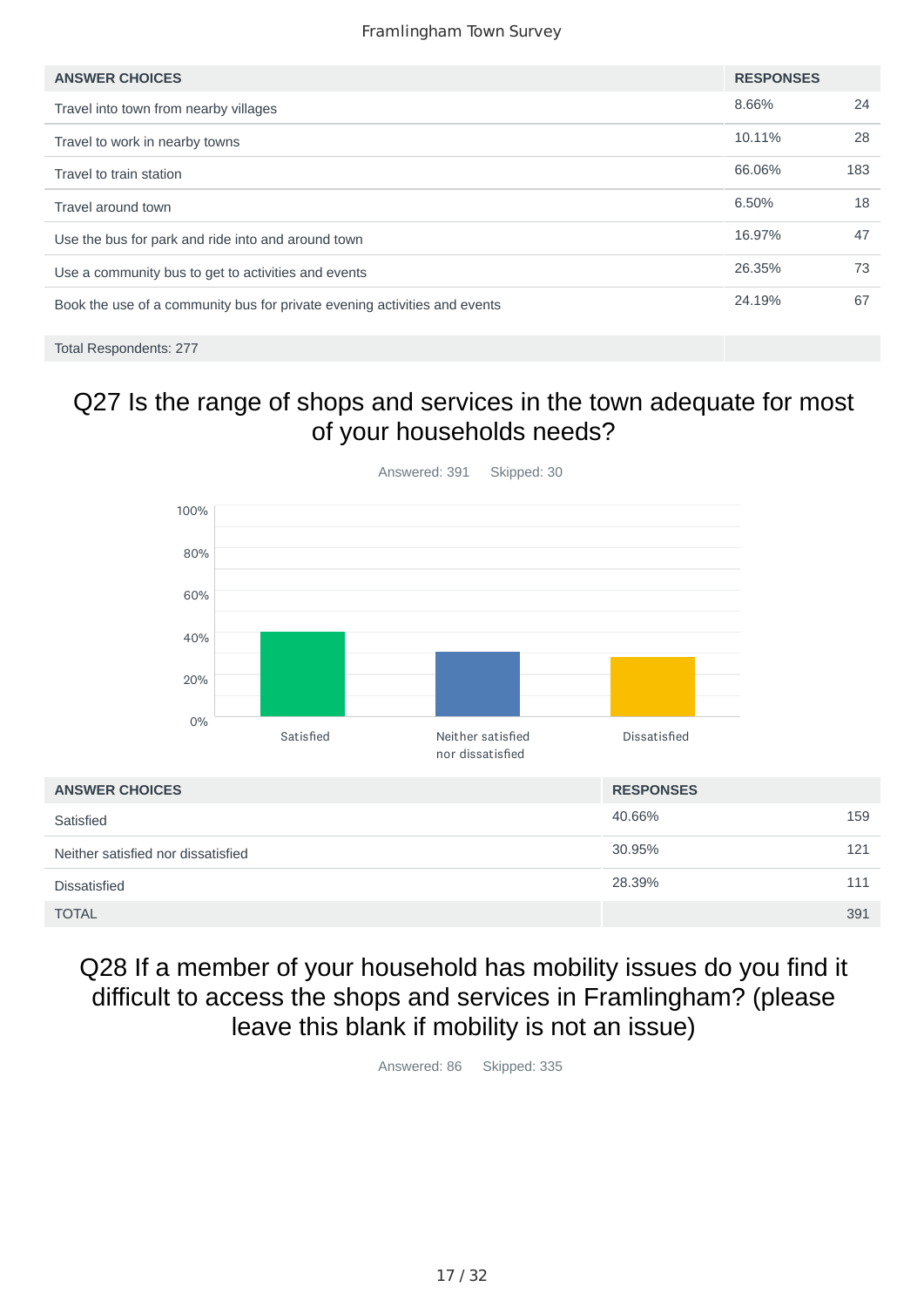| ANSWER CHOICES | RESPONSES | |
|---|---|---|
| Travel into town from nearby villages | 8.66% | 24 |
| Travel to work in nearby towns | 10.11% | 28 |
| Travel to train station | 66.06% | 183 |
| Travel around town | 6.50% | 18 |
| Use the bus for park and ride into and around town | 16.97% | 47 |
| Use a community bus to get to activities and events | 26.35% | 73 |
| Book the use of a community bus for private evening activities and events | 24.19% | 67 |
| Total Respondents: 277 | | |

## Q27 Is the range of shops and services in the town adequate for most of your households needs?

Answered: 391 Skipped: 30

| ANSWER CHOICES | RESPONSES | |
|---|---|---|
| Satisfied | 40.66% | 159 |
| Neither satisfied nor dissatisfied | 30.95% | 121 |
| Dissatisfied | 28.39% | 111 |
| TOTAL | | 391 |

## Q28 If a member of your household has mobility issues do you find it difficult to access the shops and services in Framlingham? (please leave this blank if mobility is not an issue)

Answered: 86 Skipped: 335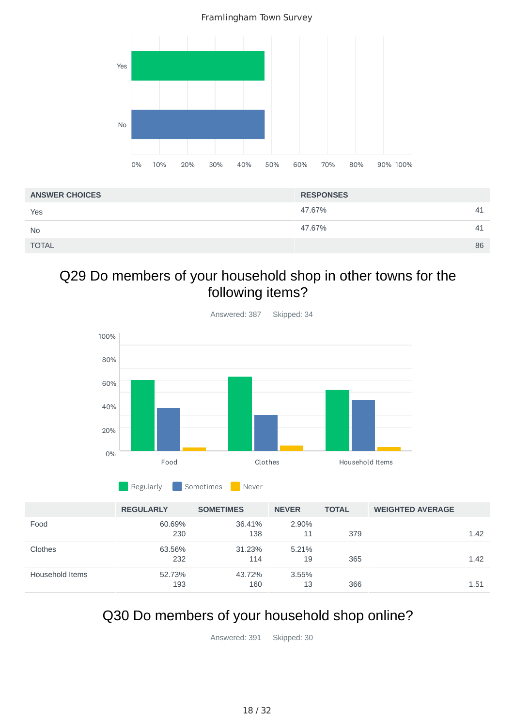| ANSWER CHOICES | RESPONSES | |
|---|---|---|
| Yes | 47.67% | 41 |
| No | 47.67% | 41 |
| TOTAL | | 86 |

## Q29 Do members of your household shop in other towns for the following items?

Answered: 387 Skipped: 34

| | REGULARLY | SOMETIMES | NEVER | TOTAL | WEIGHTED AVERAGE |
|---|---|---|---|---|---|
| Food | 60.69% 230 | 36.41% 138 | 2.90% 11 | 379 | 1.42 |
| Clothes | 63.56% 232 | 31.23% 114 | 5.21% 19 | 365 | 1.42 |
| Household Items | 52.73% 193 | 43.72% 160 | 3.55% 13 | 366 | 1.51 |

## Q30 Do members of your household shop online?

Answered: 391 Skipped: 30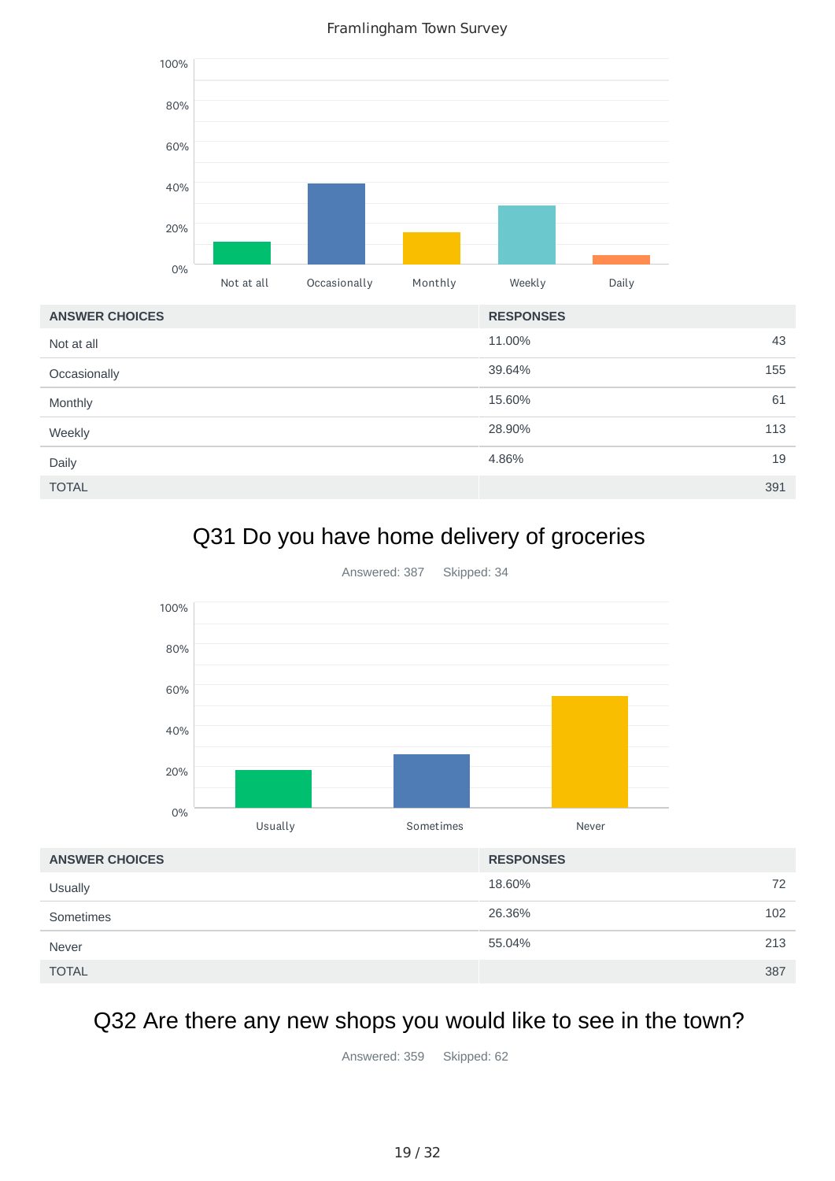Framlingham Town Survey

| ANSWER CHOICES | RESPONSES | |
|---|---|---|
| Not at all | 11.00% | 43 |
| Occasionally | 39.64% | 155 |
| Monthly | 15.60% | 61 |
| Weekly | 28.90% | 113 |
| Daily | 4.86% | 19 |
| TOTAL | | 391 |

## Q31 Do you have home delivery of groceries

Answered: 387 Skipped: 34

| ANSWER CHOICES | RESPONSES | |
|---|---|---|
| Usually | 18.60% | 72 |
| Sometimes | 26.36% | 102 |
| Never | 55.04% | 213 |
| TOTAL | | 387 |

## Q32 Are there any new shops you would like to see in the town?

Answered: 359 Skipped: 62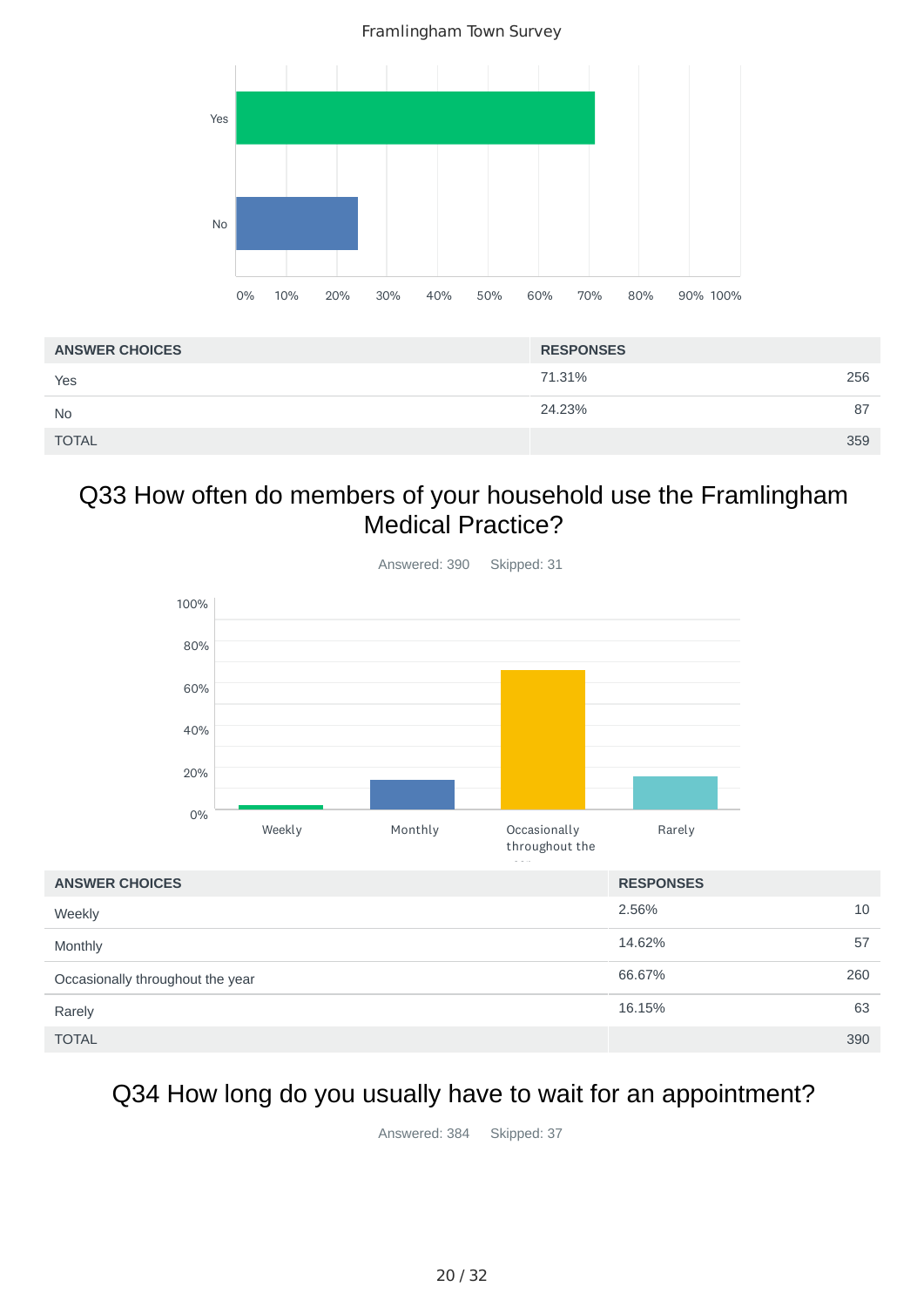Framlingham Town Survey

| ANSWER CHOICES | RESPONSES | |
|---|---|---|
| Yes | 71.31% | 256 |
| No | 24.23% | 87 |
| TOTAL | | 359 |

## Q33 How often do members of your household use the Framlingham Medical Practice?

Answered: 390 Skipped: 31

| ANSWER CHOICES | RESPONSES | |
|---|---|---|
| Weekly | 2.56% | 10 |
| Monthly | 14.62% | 57 |
| Occasionally throughout the year | 66.67% | 260 |
| Rarely | 16.15% | 63 |
| TOTAL | | 390 |

## Q34 How long do you usually have to wait for an appointment?

Answered: 384 Skipped: 37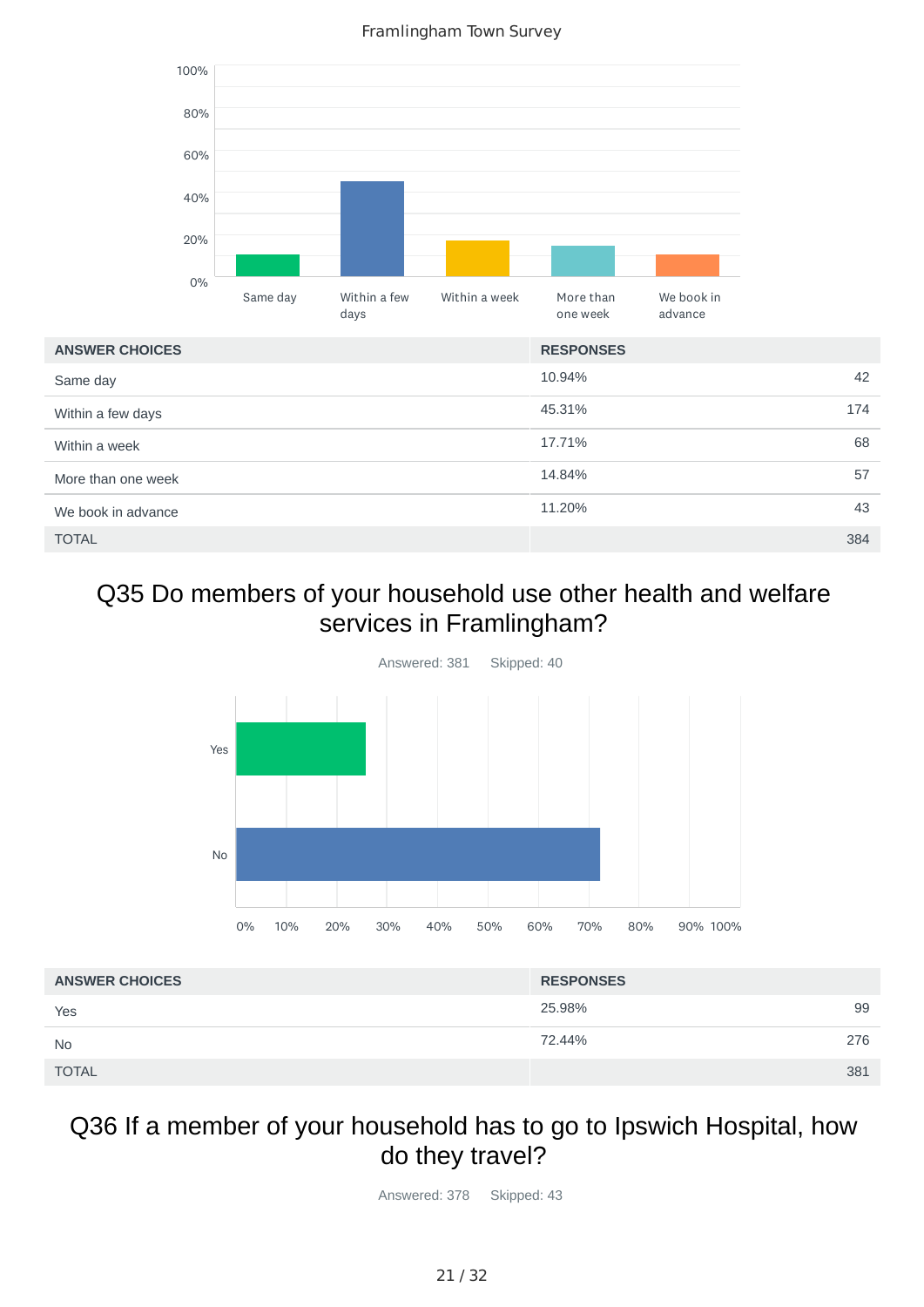Framlingham Town Survey

| ANSWER CHOICES | RESPONSES | |
|---|---|---|
| Same day | 10.94% | 42 |
| Within a few days | 45.31% | 174 |
| Within a week | 17.71% | 68 |
| More than one week | 14.84% | 57 |
| We book in advance | 11.20% | 43 |
| TOTAL | | 384 |

# Q35 Do members of your household use other health and welfare services in Framlingham?

Answered: 381 Skipped: 40

| ANSWER CHOICES | RESPONSES | |
|---|---|---|
| Yes | 25.98% | 99 |
| No | 72.44% | 276 |
| TOTAL | | 381 |

# Q36 If a member of your household has to go to Ipswich Hospital, how do they travel?

Answered: 378 Skipped: 43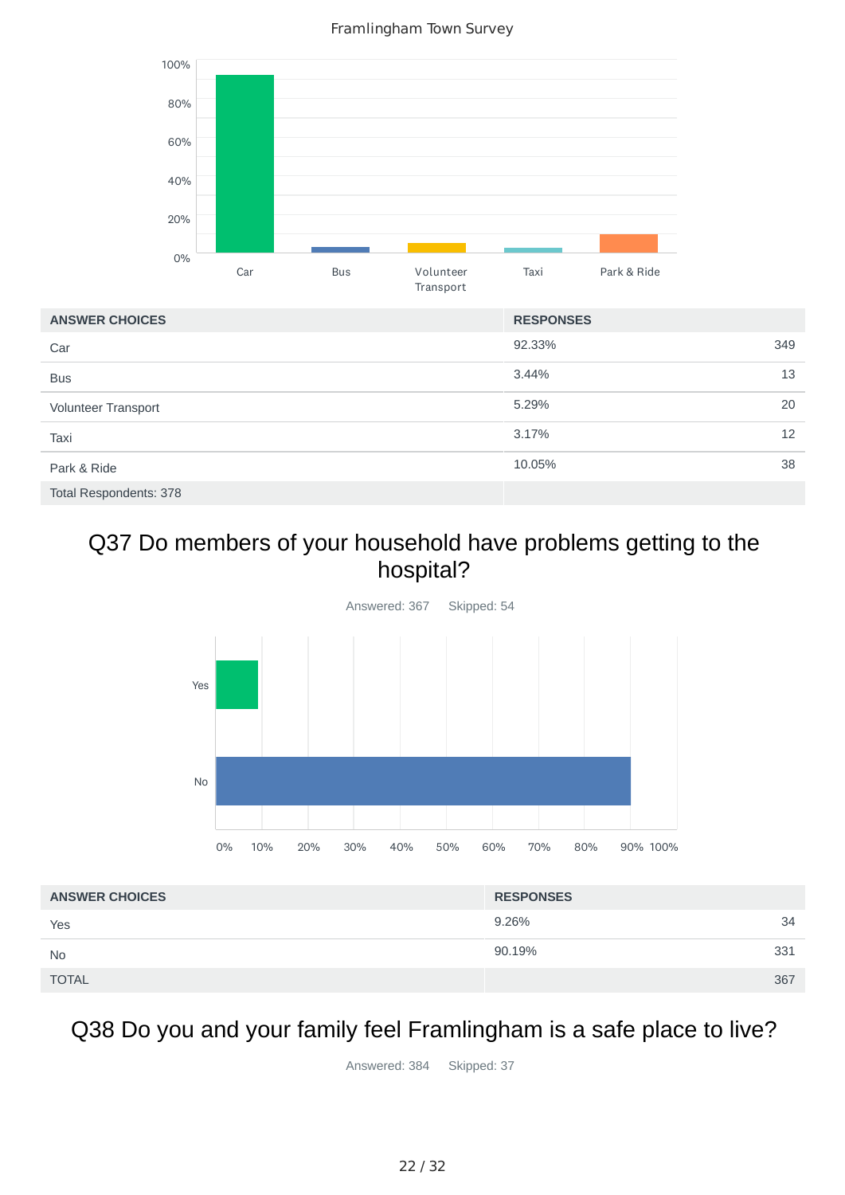Framlingham Town Survey

| ANSWER CHOICES | RESPONSES | |
|---|---|---|
| Car | 92.33% | 349 |
| Bus | 3.44% | 13 |
| Volunteer Transport | 5.29% | 20 |
| Taxi | 3.17% | 12 |
| Park & Ride | 10.05% | 38 |
| Total Respondents: 378 | | |

## Q37 Do members of your household have problems getting to the hospital?

Answered: 367 Skipped: 54

| ANSWER CHOICES | RESPONSES | |
|---|---|---|
| Yes | 9.26% | 34 |
| No | 90.19% | 331 |
| TOTAL | | 367 |

## Q38 Do you and your family feel Framlingham is a safe place to live?

Answered: 384 Skipped: 37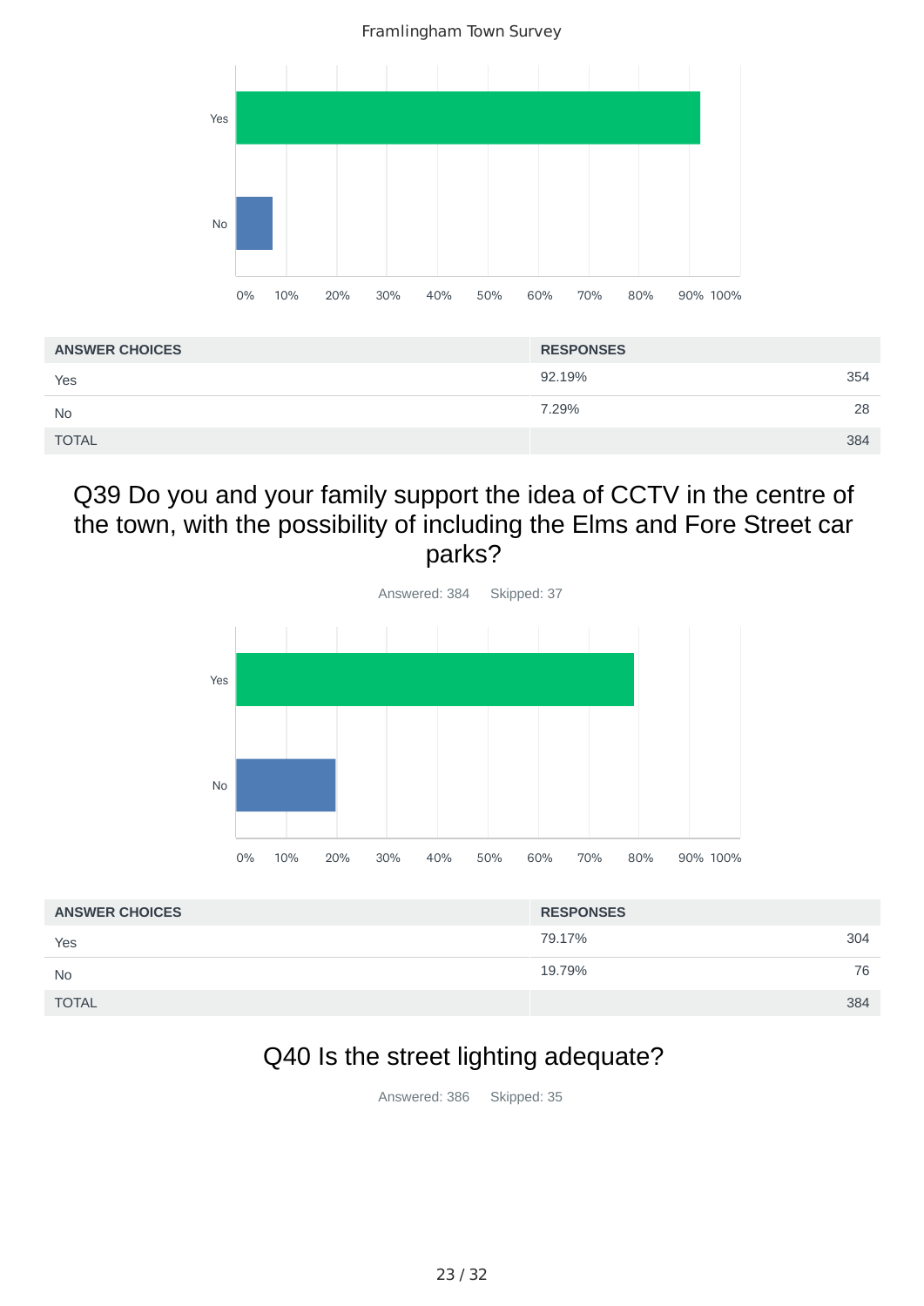| ANSWER CHOICES | RESPONSES | |
|---|---|---|
| Yes | 92.19% | 354 |
| No | 7.29% | 28 |
| TOTAL | | 384 |

## Q39 Do you and your family support the idea of CCTV in the centre of the town, with the possibility of including the Elms and Fore Street car parks?

Answered: 384 Skipped: 37

| ANSWER CHOICES | RESPONSES | |
|---|---|---|
| Yes | 79.17% | 304 |
| No | 19.79% | 76 |
| TOTAL | | 384 |

## Q40 Is the street lighting adequate?

Answered: 386 Skipped: 35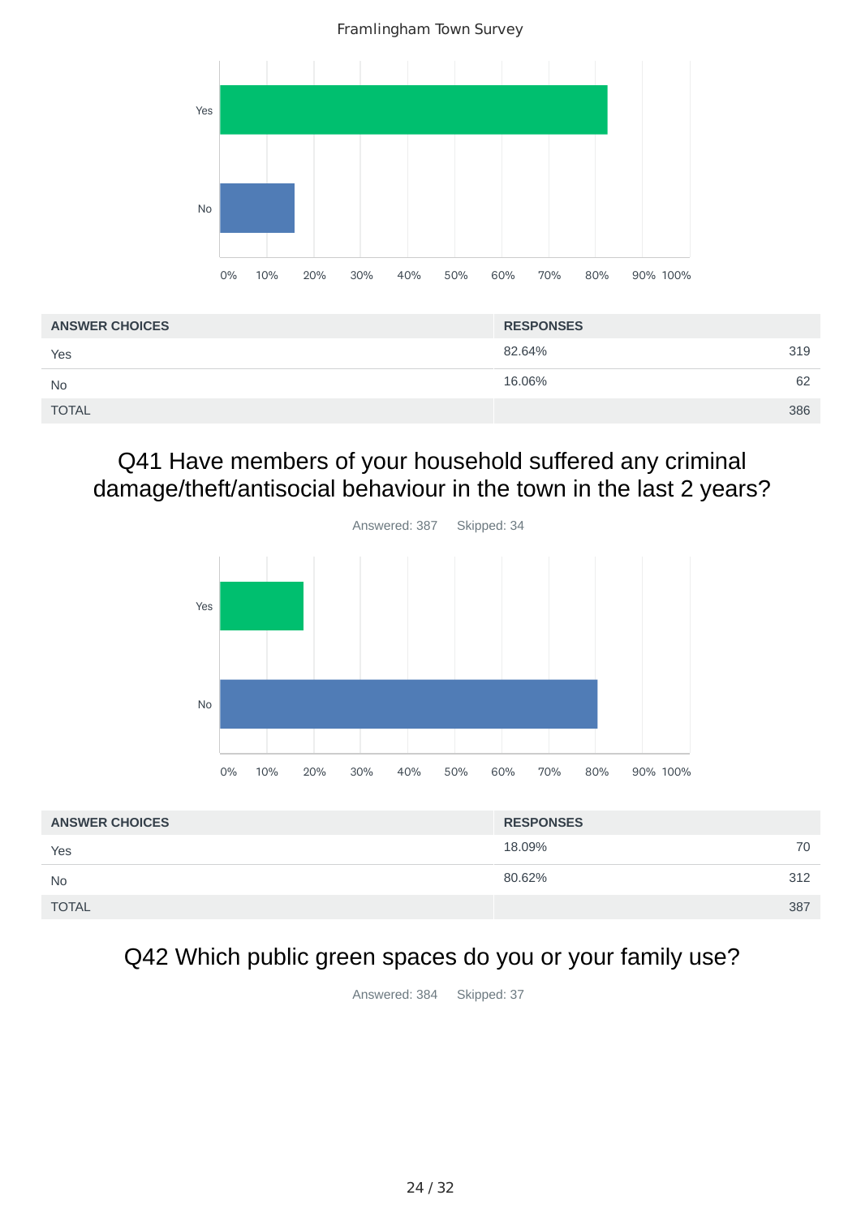| ANSWER CHOICES | RESPONSES | |
|---|---|---|
| Yes | 82.64% | 319 |
| No | 16.06% | 62 |
| TOTAL | | 386 |

## Q41 Have members of your household suffered any criminal damage/theft/antisocial behaviour in the town in the last 2 years?

Answered: 387    Skipped: 34

| ANSWER CHOICES | RESPONSES | |
|---|---|---|
| Yes | 18.09% | 70 |
| No | 80.62% | 312 |
| TOTAL | | 387 |

## Q42 Which public green spaces do you or your family use?

Answered: 384    Skipped: 37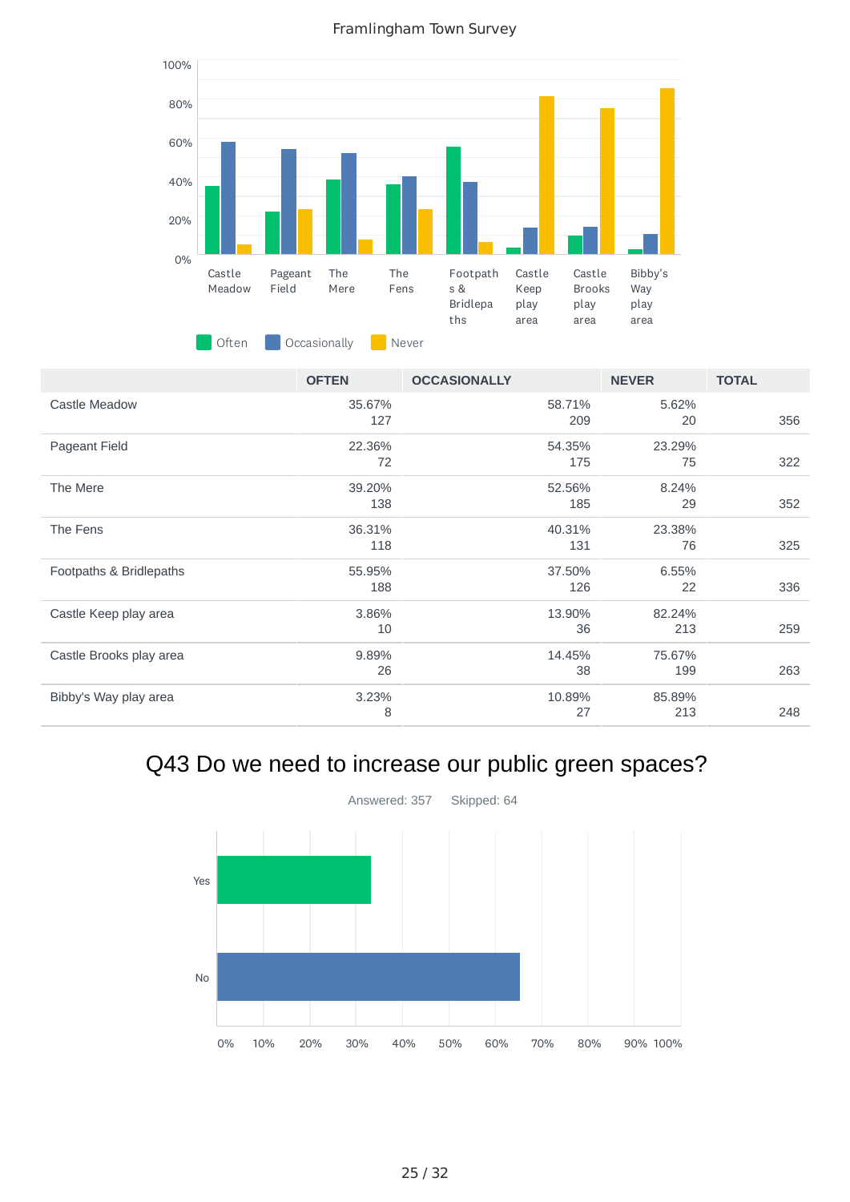Framlingham Town Survey

| | OFTEN | OCCASIONALLY | NEVER | TOTAL |
|---|---|---|---|---|
| Castle Meadow | 35.67% 127 | 58.71% 209 | 5.62% 20 | 356 |
| Pageant Field | 22.36% 72 | 54.35% 175 | 23.29% 75 | 322 |
| The Mere | 39.20% 138 | 52.56% 185 | 8.24% 29 | 352 |
| The Fens | 36.31% 118 | 40.31% 131 | 23.38% 76 | 325 |
| Footpaths & Bridlepaths | 55.95% 188 | 37.50% 126 | 6.55% 22 | 336 |
| Castle Keep play area | 3.86% 10 | 13.90% 36 | 82.24% 213 | 259 |
| Castle Brooks play area | 9.89% 26 | 14.45% 38 | 75.67% 199 | 263 |
| Bibby's Way play area | 3.23% 8 | 10.89% 27 | 85.89% 213 | 248 |

# Q43 Do we need to increase our public green spaces?

Answered: 357 Skipped: 64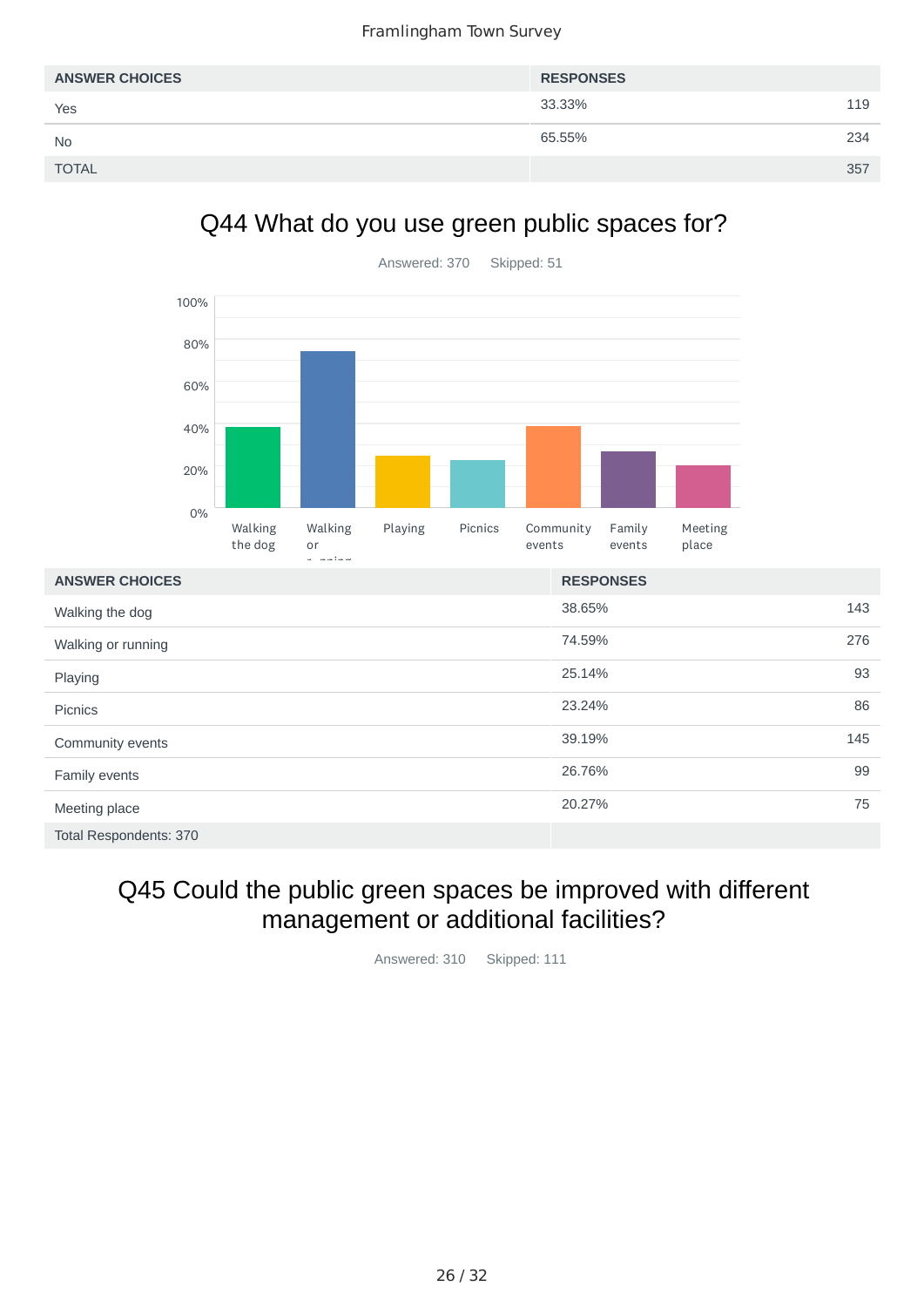| ANSWER CHOICES | RESPONSES | |
|---|---|---|
| Yes | 33.33% | 119 |
| No | 65.55% | 234 |
| TOTAL | | 357 |

## Q44 What do you use green public spaces for?

Answered: 370 Skipped: 51

| ANSWER CHOICES | RESPONSES | |
|---|---|---|
| Walking the dog | 38.65% | 143 |
| Walking or running | 74.59% | 276 |
| Playing | 25.14% | 93 |
| Picnics | 23.24% | 86 |
| Community events | 39.19% | 145 |
| Family events | 26.76% | 99 |
| Meeting place | 20.27% | 75 |
| Total Respondents: 370 | | |

## Q45 Could the public green spaces be improved with different management or additional facilities?

Answered: 310 Skipped: 111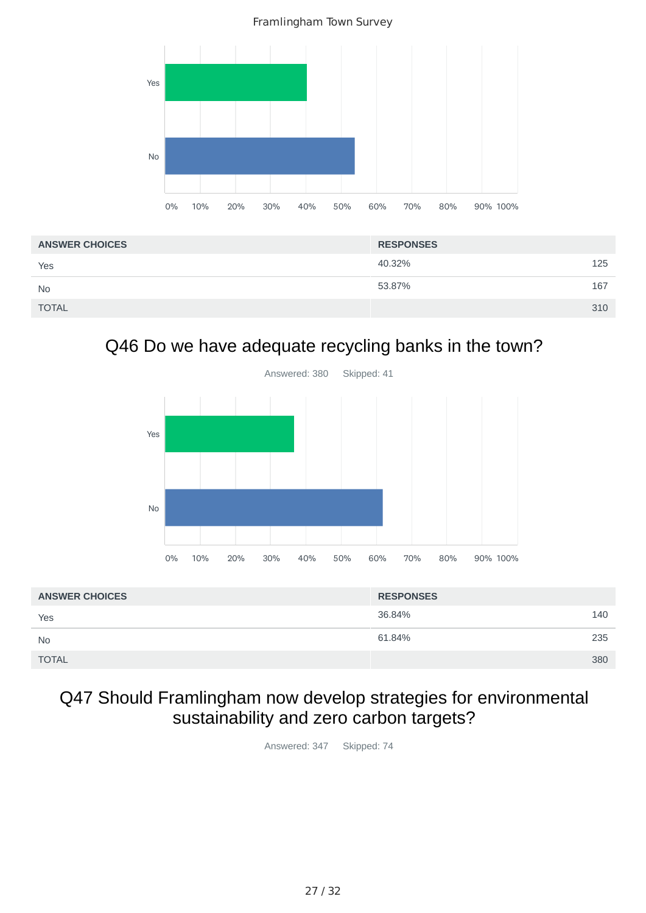| ANSWER CHOICES | RESPONSES | |
|---|---|---|
| Yes | 40.32% | 125 |
| No | 53.87% | 167 |
| TOTAL | | 310 |

## Q46 Do we have adequate recycling banks in the town?

Answered: 380    Skipped: 41

| ANSWER CHOICES | RESPONSES | |
|---|---|---|
| Yes | 36.84% | 140 |
| No | 61.84% | 235 |
| TOTAL | | 380 |

## Q47 Should Framlingham now develop strategies for environmental sustainability and zero carbon targets?

Answered: 347    Skipped: 74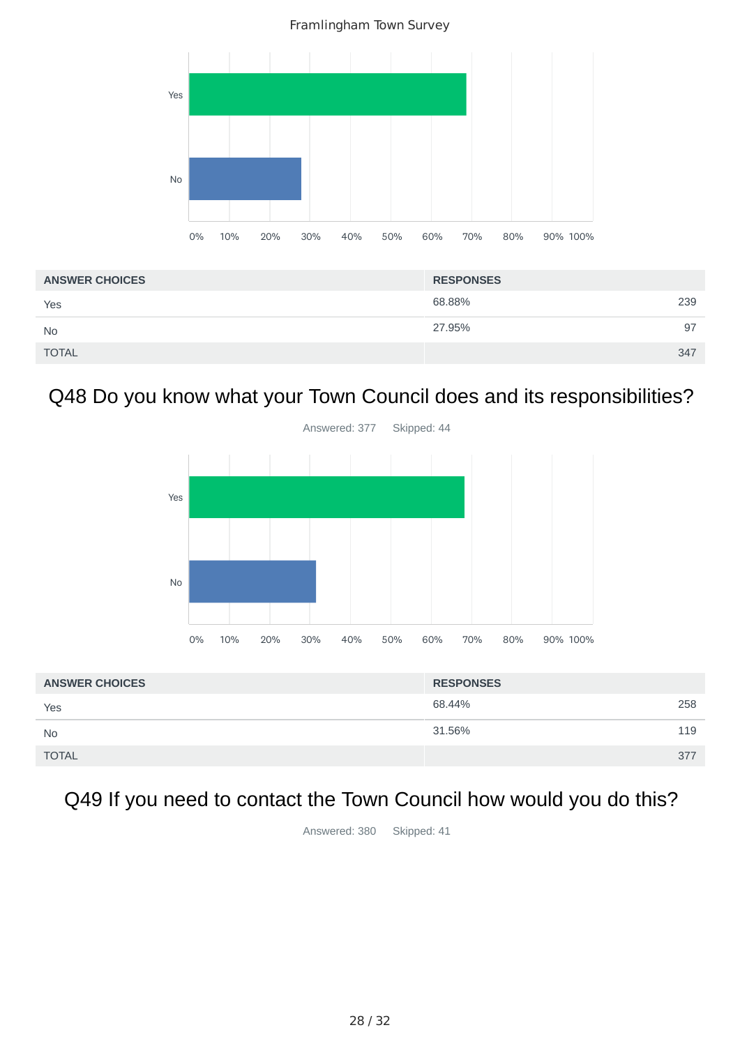| ANSWER CHOICES | RESPONSES | |
|---|---|---|
| Yes | 68.88% | 239 |
| No | 27.95% | 97 |
| TOTAL | | 347 |

## Q48 Do you know what your Town Council does and its responsibilities?

Answered: 377 Skipped: 44

| ANSWER CHOICES | RESPONSES | |
|---|---|---|
| Yes | 68.44% | 258 |
| No | 31.56% | 119 |
| TOTAL | | 377 |

## Q49 If you need to contact the Town Council how would you do this?

Answered: 380 Skipped: 41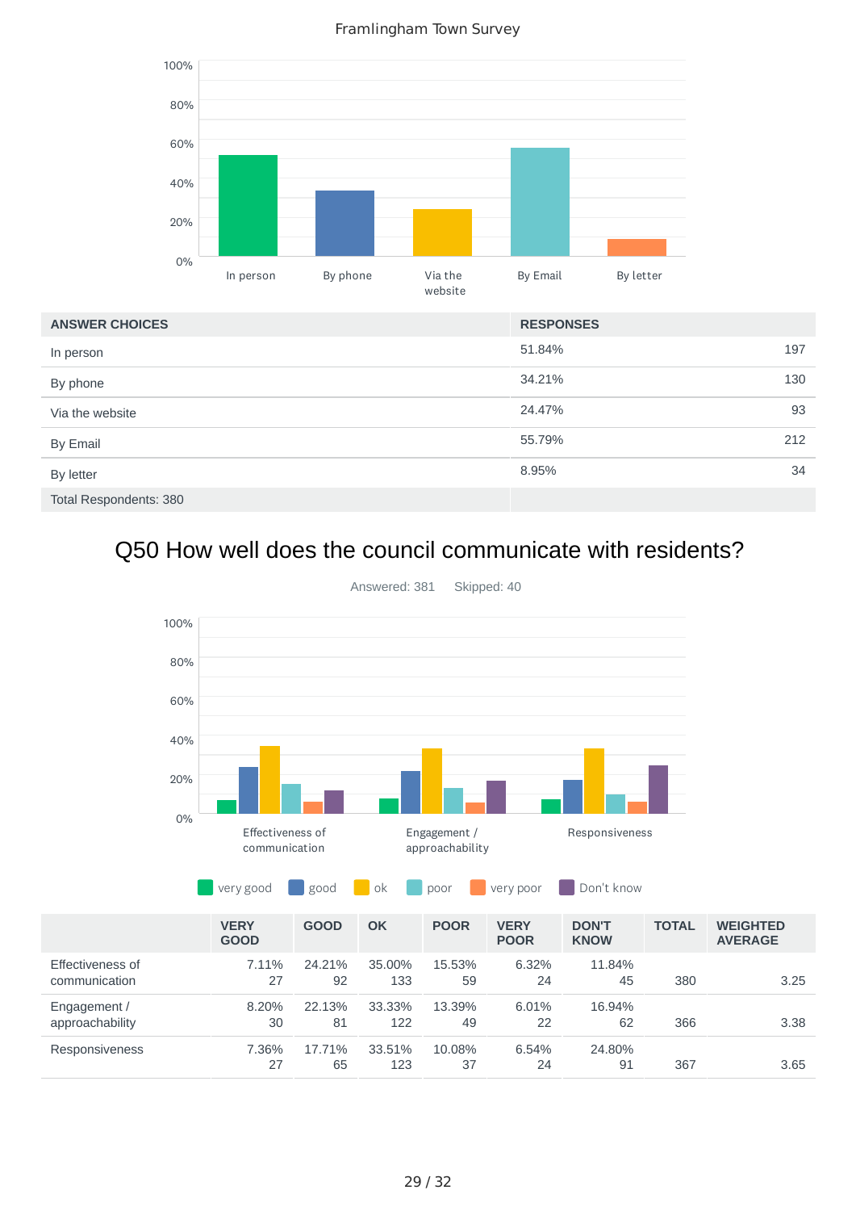Framlingham Town Survey

| ANSWER CHOICES | RESPONSES | |
|---|---|---|
| In person | 51.84% | 197 |
| By phone | 34.21% | 130 |
| Via the website | 24.47% | 93 |
| By Email | 55.79% | 212 |
| By letter | 8.95% | 34 |
| Total Respondents: 380 | | |

# Q50 How well does the council communicate with residents?

Answered: 381 Skipped: 40

| | VERY GOOD | GOOD | OK | POOR | VERY POOR | DON'T KNOW | TOTAL | WEIGHTED AVERAGE |
|---|---|---|---|---|---|---|---|---|
| Effectiveness of communication | 7.11% 27 | 24.21% 92 | 35.00% 133 | 15.53% 59 | 6.32% 24 | 11.84% 45 | 380 | 3.25 |
| Engagement / approachability | 8.20% 30 | 22.13% 81 | 33.33% 122 | 13.39% 49 | 6.01% 22 | 16.94% 62 | 366 | 3.38 |
| Responsiveness | 7.36% 27 | 17.71% 65 | 33.51% 123 | 10.08% 37 | 6.54% 24 | 24.80% 91 | 367 | 3.65 |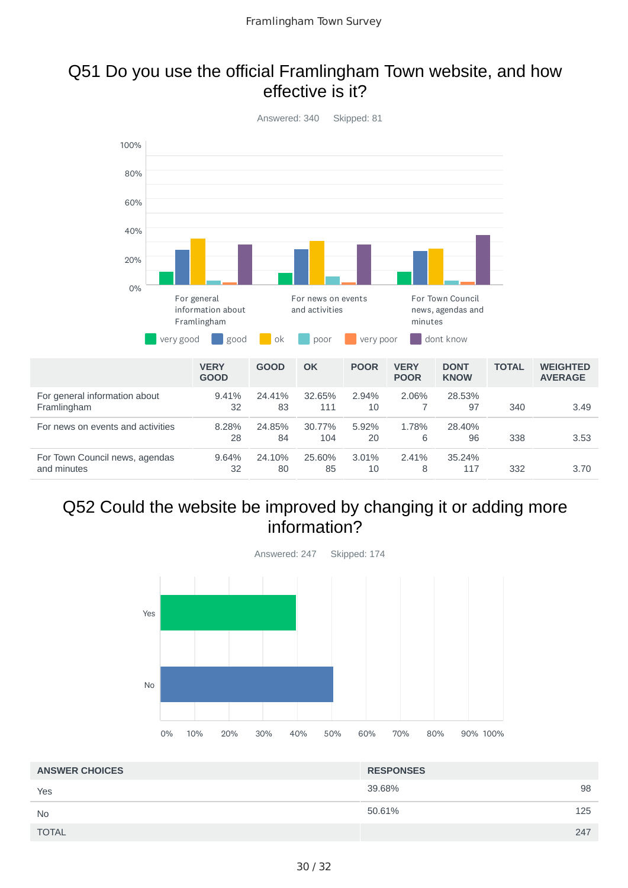## Q51 Do you use the official Framlingham Town website, and how effective is it?

Answered: 340 Skipped: 81

| | VERY GOOD | GOOD | OK | POOR | VERY POOR | DONT KNOW | TOTAL | WEIGHTED AVERAGE |
|---|---|---|---|---|---|---|---|---|
| For general information about Framlingham | 9.41% 32 | 24.41% 83 | 32.65% 111 | 2.94% 10 | 2.06% 7 | 28.53% 97 | 340 | 3.49 |
| For news on events and activities | 8.28% 28 | 24.85% 84 | 30.77% 104 | 5.92% 20 | 1.78% 6 | 28.40% 96 | 338 | 3.53 |
| For Town Council news, agendas and minutes | 9.64% 32 | 24.10% 80 | 25.60% 85 | 3.01% 10 | 2.41% 8 | 35.24% 117 | 332 | 3.70 |

## Q52 Could the website be improved by changing it or adding more information?

Answered: 247 Skipped: 174

| ANSWER CHOICES | RESPONSES | |
|---|---|---|
| Yes | 39.68% | 98 |
| No | 50.61% | 125 |
| TOTAL | | 247 |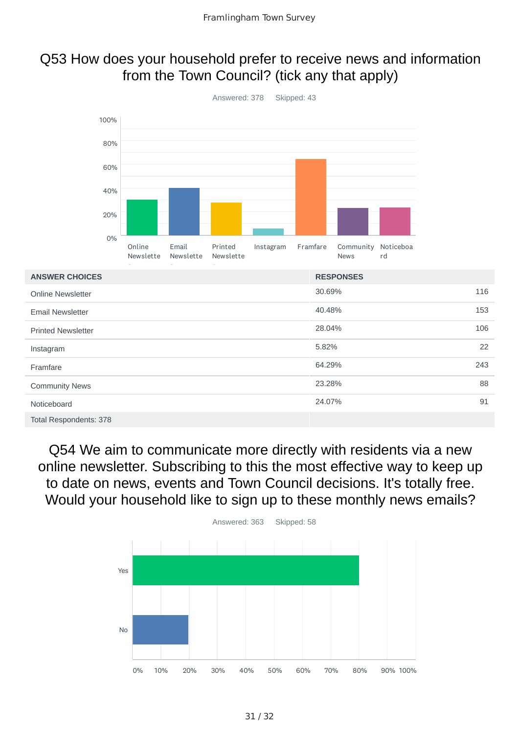## Q53 How does your household prefer to receive news and information from the Town Council? (tick any that apply)

Answered: 378 Skipped: 43

| ANSWER CHOICES | RESPONSES | |
|---|---|---|
| Online Newsletter | 30.69% | 116 |
| Email Newsletter | 40.48% | 153 |
| Printed Newsletter | 28.04% | 106 |
| Instagram | 5.82% | 22 |
| Framfare | 64.29% | 243 |
| Community News | 23.28% | 88 |
| Noticeboard | 24.07% | 91 |
| Total Respondents: 378 | | |

## Q54 We aim to communicate more directly with residents via a new online newsletter. Subscribing to this the most effective way to keep up to date on news, events and Town Council decisions. It's totally free. Would your household like to sign up to these monthly news emails?

Answered: 363 Skipped: 58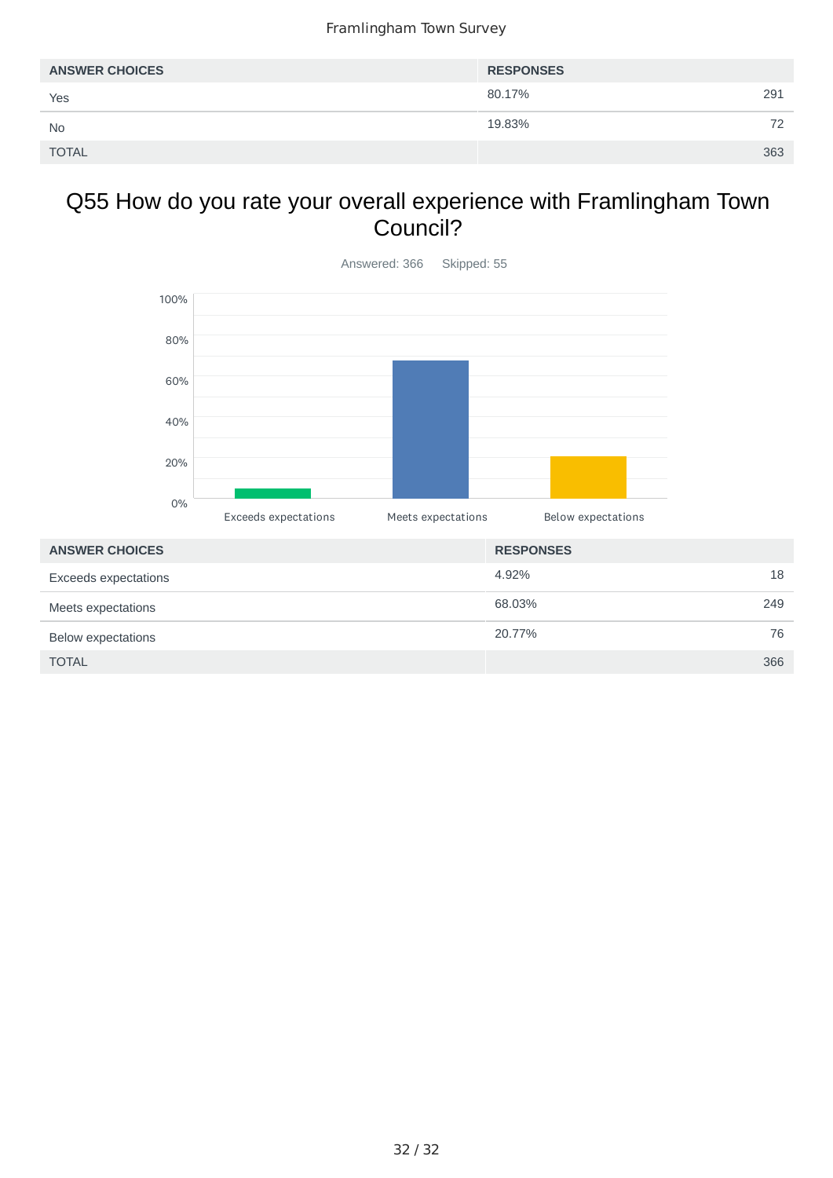| ANSWER CHOICES | RESPONSES | |
|---|---|---|
| Yes | 80.17% | 291 |
| No | 19.83% | 72 |
| TOTAL | | 363 |

## Q55 How do you rate your overall experience with Framlingham Town Council?

Answered: 366 Skipped: 55

100%
80%
60%
40%
20%
0%
Exceeds expectations
Meets expectations
Below expectations

| ANSWER CHOICES | RESPONSES | |
|---|---|---|
| Exceeds expectations | 4.92% | 18 |
| Meets expectations | 68.03% | 249 |
| Below expectations | 20.77% | 76 |
| TOTAL | | 366 |